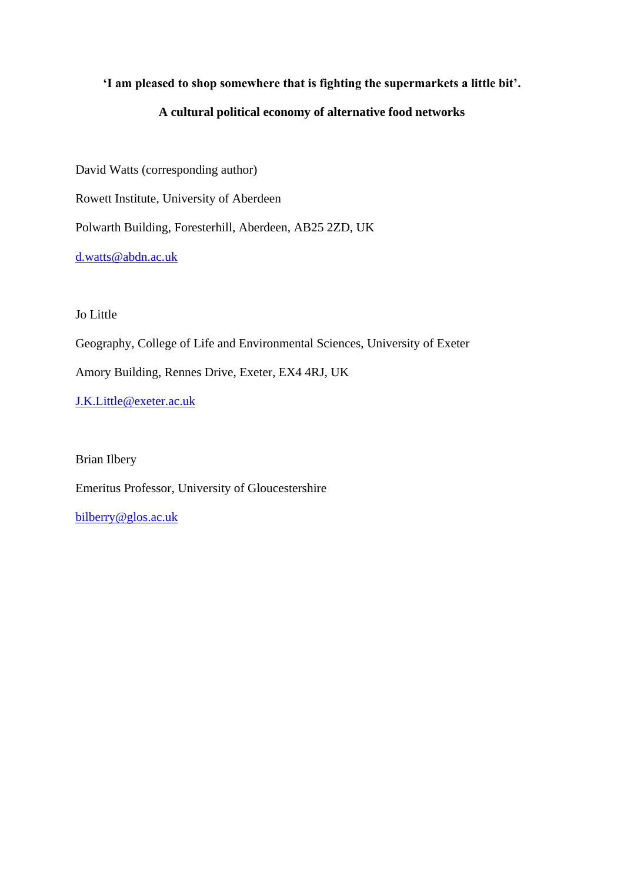**'I am pleased to shop somewhere that is fighting the supermarkets a little bit'.**

**A cultural political economy of alternative food networks**

David Watts (corresponding author)

Rowett Institute, University of Aberdeen

Polwarth Building, Foresterhill, Aberdeen, AB25 2ZD, UK

d.watts@abdn.ac.uk

Jo Little

Geography, College of Life and Environmental Sciences, University of Exeter

Amory Building, Rennes Drive, Exeter, EX4 4RJ, UK

J.K.Little@exeter.ac.uk

Brian Ilbery

Emeritus Professor, University of Gloucestershire

bilberry@glos.ac.uk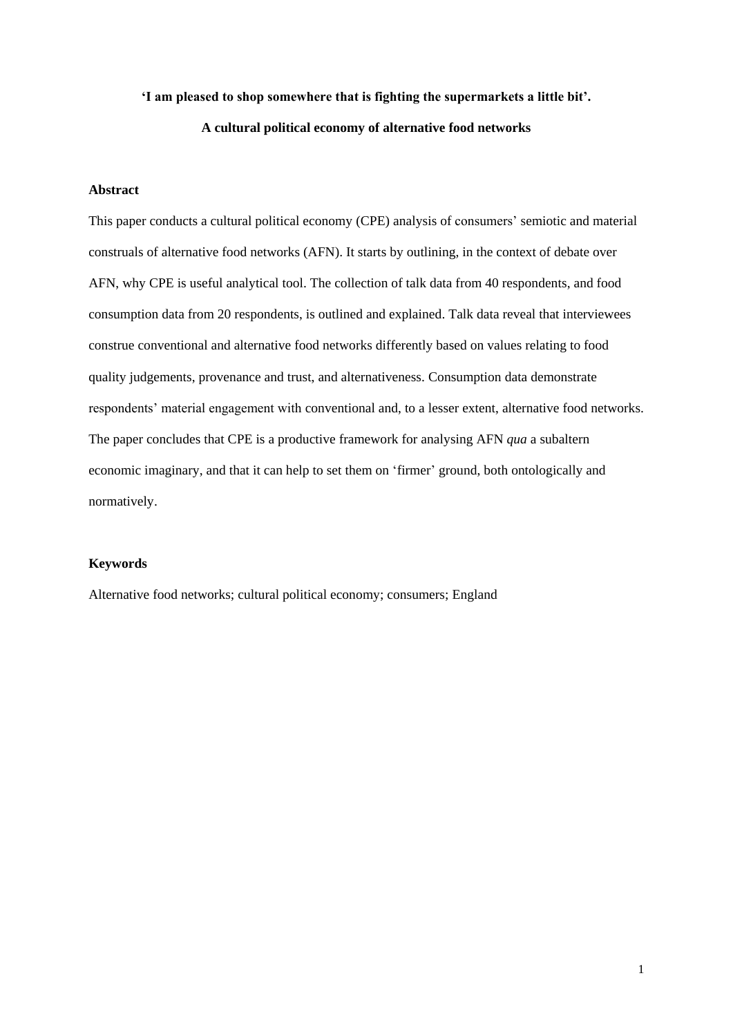**'I am pleased to shop somewhere that is fighting the supermarkets a little bit'.**

**A cultural political economy of alternative food networks**

## Abstract

This paper conducts a cultural political economy (CPE) analysis of consumers' semiotic and material construals of alternative food networks (AFN). It starts by outlining, in the context of debate over AFN, why CPE is useful analytical tool. The collection of talk data from 40 respondents, and food consumption data from 20 respondents, is outlined and explained. Talk data reveal that interviewees construe conventional and alternative food networks differently based on values relating to food quality judgements, provenance and trust, and alternativeness. Consumption data demonstrate respondents' material engagement with conventional and, to a lesser extent, alternative food networks. The paper concludes that CPE is a productive framework for analysing AFN *qua* a subaltern economic imaginary, and that it can help to set them on 'firmer' ground, both ontologically and normatively.

## Keywords

Alternative food networks; cultural political economy; consumers; England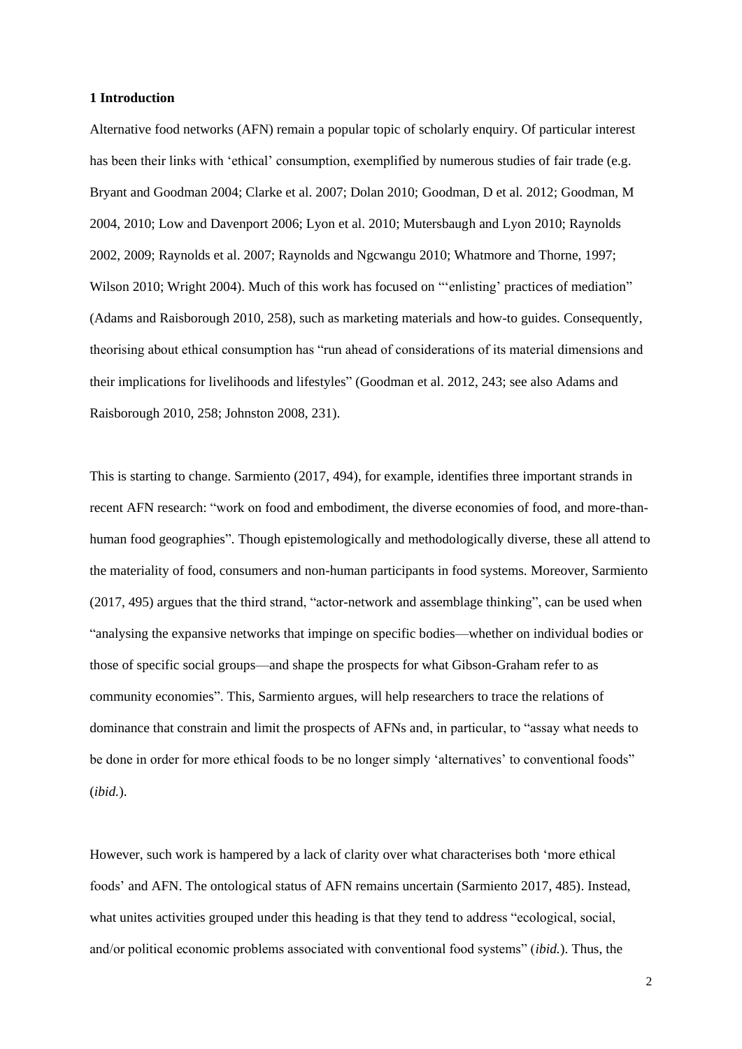### 1 Introduction

Alternative food networks (AFN) remain a popular topic of scholarly enquiry. Of particular interest has been their links with 'ethical' consumption, exemplified by numerous studies of fair trade (e.g. Bryant and Goodman 2004; Clarke et al. 2007; Dolan 2010; Goodman, D et al. 2012; Goodman, M 2004, 2010; Low and Davenport 2006; Lyon et al. 2010; Mutersbaugh and Lyon 2010; Raynolds 2002, 2009; Raynolds et al. 2007; Raynolds and Ngcwangu 2010; Whatmore and Thorne, 1997; Wilson 2010; Wright 2004). Much of this work has focused on "'enlisting' practices of mediation" (Adams and Raisborough 2010, 258), such as marketing materials and how-to guides. Consequently, theorising about ethical consumption has "run ahead of considerations of its material dimensions and their implications for livelihoods and lifestyles" (Goodman et al. 2012, 243; see also Adams and Raisborough 2010, 258; Johnston 2008, 231).

This is starting to change. Sarmiento (2017, 494), for example, identifies three important strands in recent AFN research: "work on food and embodiment, the diverse economies of food, and more-than-human food geographies". Though epistemologically and methodologically diverse, these all attend to the materiality of food, consumers and non-human participants in food systems. Moreover, Sarmiento (2017, 495) argues that the third strand, "actor-network and assemblage thinking", can be used when "analysing the expansive networks that impinge on specific bodies—whether on individual bodies or those of specific social groups—and shape the prospects for what Gibson-Graham refer to as community economies". This, Sarmiento argues, will help researchers to trace the relations of dominance that constrain and limit the prospects of AFNs and, in particular, to "assay what needs to be done in order for more ethical foods to be no longer simply 'alternatives' to conventional foods" (*ibid.*).

However, such work is hampered by a lack of clarity over what characterises both 'more ethical foods' and AFN. The ontological status of AFN remains uncertain (Sarmiento 2017, 485). Instead, what unites activities grouped under this heading is that they tend to address "ecological, social, and/or political economic problems associated with conventional food systems" (*ibid.*). Thus, the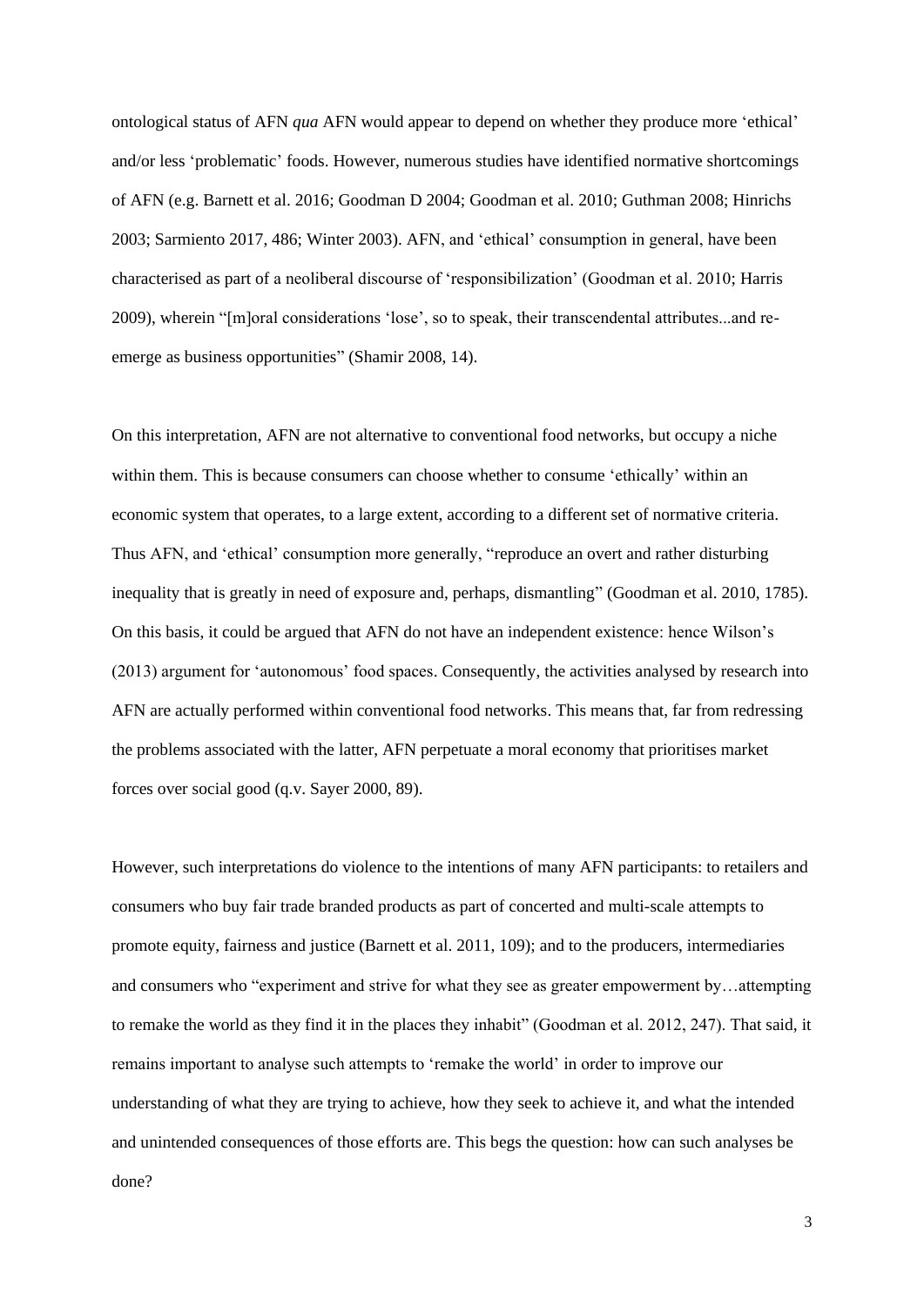ontological status of AFN *qua* AFN would appear to depend on whether they produce more 'ethical' and/or less 'problematic' foods. However, numerous studies have identified normative shortcomings of AFN (e.g. Barnett et al. 2016; Goodman D 2004; Goodman et al. 2010; Guthman 2008; Hinrichs 2003; Sarmiento 2017, 486; Winter 2003). AFN, and 'ethical' consumption in general, have been characterised as part of a neoliberal discourse of 'responsibilization' (Goodman et al. 2010; Harris 2009), wherein "[m]oral considerations 'lose', so to speak, their transcendental attributes...and re-emerge as business opportunities" (Shamir 2008, 14).

On this interpretation, AFN are not alternative to conventional food networks, but occupy a niche within them. This is because consumers can choose whether to consume 'ethically' within an economic system that operates, to a large extent, according to a different set of normative criteria. Thus AFN, and 'ethical' consumption more generally, "reproduce an overt and rather disturbing inequality that is greatly in need of exposure and, perhaps, dismantling" (Goodman et al. 2010, 1785). On this basis, it could be argued that AFN do not have an independent existence: hence Wilson's (2013) argument for 'autonomous' food spaces. Consequently, the activities analysed by research into AFN are actually performed within conventional food networks. This means that, far from redressing the problems associated with the latter, AFN perpetuate a moral economy that prioritises market forces over social good (q.v. Sayer 2000, 89).

However, such interpretations do violence to the intentions of many AFN participants: to retailers and consumers who buy fair trade branded products as part of concerted and multi-scale attempts to promote equity, fairness and justice (Barnett et al. 2011, 109); and to the producers, intermediaries and consumers who "experiment and strive for what they see as greater empowerment by…attempting to remake the world as they find it in the places they inhabit" (Goodman et al. 2012, 247). That said, it remains important to analyse such attempts to 'remake the world' in order to improve our understanding of what they are trying to achieve, how they seek to achieve it, and what the intended and unintended consequences of those efforts are. This begs the question: how can such analyses be done?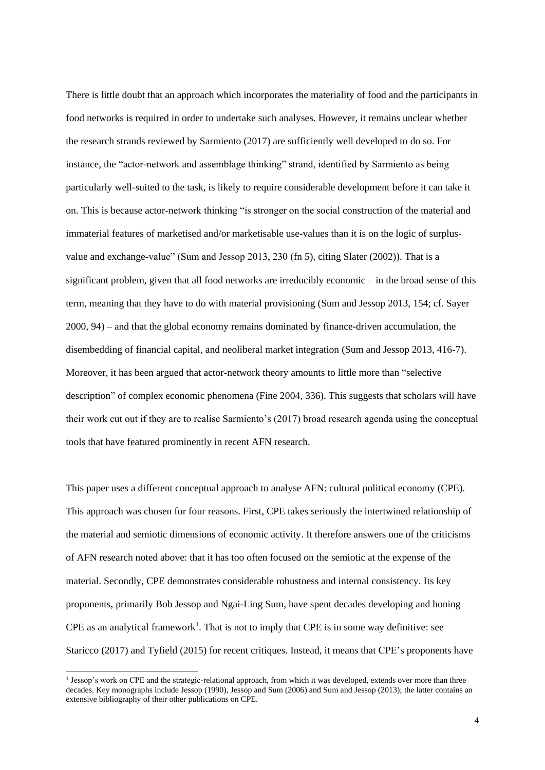There is little doubt that an approach which incorporates the materiality of food and the participants in food networks is required in order to undertake such analyses. However, it remains unclear whether the research strands reviewed by Sarmiento (2017) are sufficiently well developed to do so. For instance, the "actor-network and assemblage thinking" strand, identified by Sarmiento as being particularly well-suited to the task, is likely to require considerable development before it can take it on. This is because actor-network thinking "is stronger on the social construction of the material and immaterial features of marketised and/or marketisable use-values than it is on the logic of surplus-value and exchange-value" (Sum and Jessop 2013, 230 (fn 5), citing Slater (2002)). That is a significant problem, given that all food networks are irreducibly economic – in the broad sense of this term, meaning that they have to do with material provisioning (Sum and Jessop 2013, 154; cf. Sayer 2000, 94) – and that the global economy remains dominated by finance-driven accumulation, the disembedding of financial capital, and neoliberal market integration (Sum and Jessop 2013, 416-7). Moreover, it has been argued that actor-network theory amounts to little more than "selective description" of complex economic phenomena (Fine 2004, 336). This suggests that scholars will have their work cut out if they are to realise Sarmiento's (2017) broad research agenda using the conceptual tools that have featured prominently in recent AFN research.

This paper uses a different conceptual approach to analyse AFN: cultural political economy (CPE). This approach was chosen for four reasons. First, CPE takes seriously the intertwined relationship of the material and semiotic dimensions of economic activity. It therefore answers one of the criticisms of AFN research noted above: that it has too often focused on the semiotic at the expense of the material. Secondly, CPE demonstrates considerable robustness and internal consistency. Its key proponents, primarily Bob Jessop and Ngai-Ling Sum, have spent decades developing and honing CPE as an analytical framework[1]. That is not to imply that CPE is in some way definitive: see Staricco (2017) and Tyfield (2015) for recent critiques. Instead, it means that CPE's proponents have

[1] Jessop's work on CPE and the strategic-relational approach, from which it was developed, extends over more than three decades. Key monographs include Jessop (1990), Jessop and Sum (2006) and Sum and Jessop (2013); the latter contains an extensive bibliography of their other publications on CPE.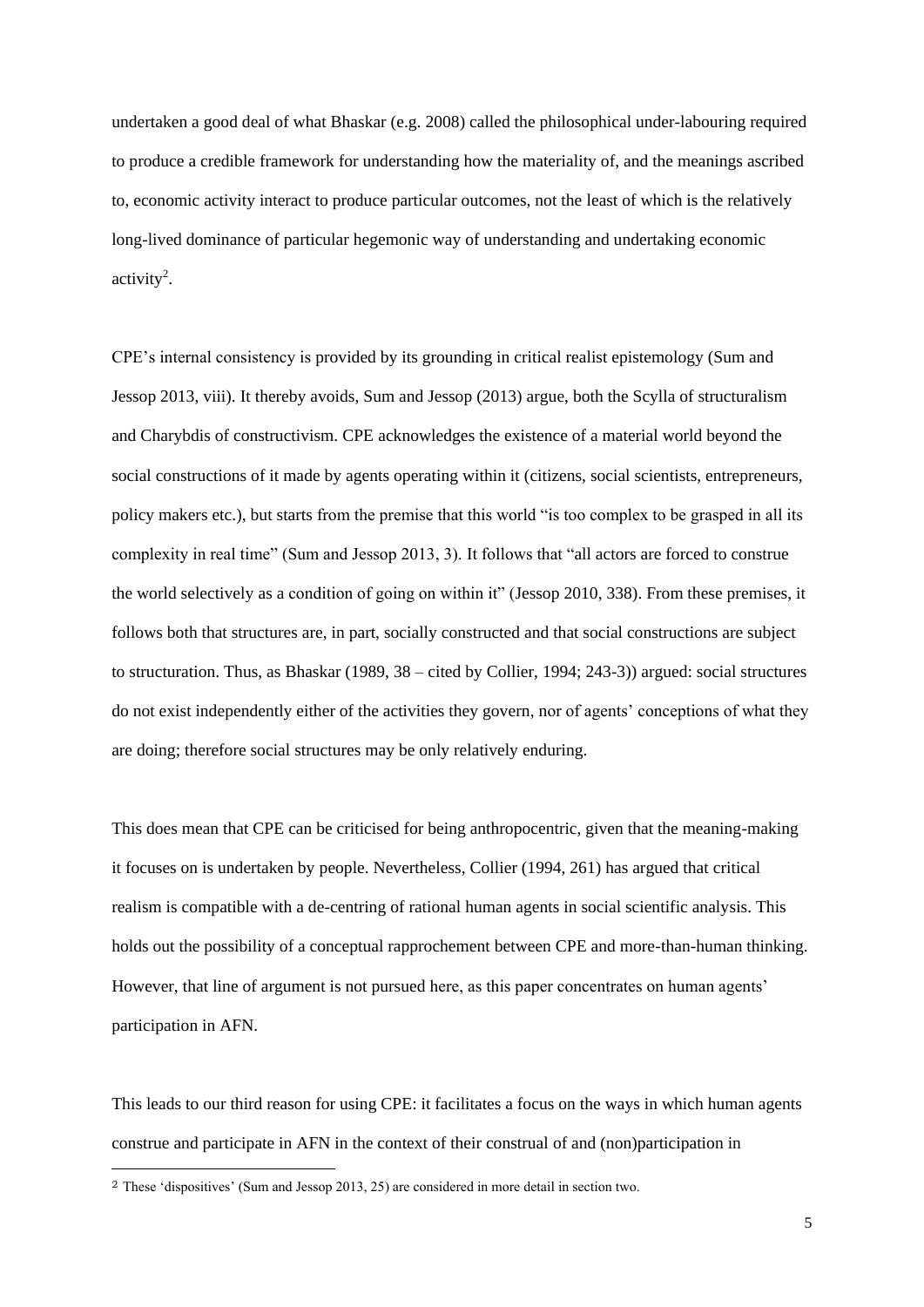undertaken a good deal of what Bhaskar (e.g. 2008) called the philosophical under-labouring required to produce a credible framework for understanding how the materiality of, and the meanings ascribed to, economic activity interact to produce particular outcomes, not the least of which is the relatively long-lived dominance of particular hegemonic way of understanding and undertaking economic activity[2].

CPE's internal consistency is provided by its grounding in critical realist epistemology (Sum and Jessop 2013, viii). It thereby avoids, Sum and Jessop (2013) argue, both the Scylla of structuralism and Charybdis of constructivism. CPE acknowledges the existence of a material world beyond the social constructions of it made by agents operating within it (citizens, social scientists, entrepreneurs, policy makers etc.), but starts from the premise that this world "is too complex to be grasped in all its complexity in real time" (Sum and Jessop 2013, 3). It follows that "all actors are forced to construe the world selectively as a condition of going on within it" (Jessop 2010, 338). From these premises, it follows both that structures are, in part, socially constructed and that social constructions are subject to structuration. Thus, as Bhaskar (1989, 38 – cited by Collier, 1994; 243-3)) argued: social structures do not exist independently either of the activities they govern, nor of agents' conceptions of what they are doing; therefore social structures may be only relatively enduring.

This does mean that CPE can be criticised for being anthropocentric, given that the meaning-making it focuses on is undertaken by people. Nevertheless, Collier (1994, 261) has argued that critical realism is compatible with a de-centring of rational human agents in social scientific analysis. This holds out the possibility of a conceptual rapprochement between CPE and more-than-human thinking. However, that line of argument is not pursued here, as this paper concentrates on human agents' participation in AFN.

This leads to our third reason for using CPE: it facilitates a focus on the ways in which human agents construe and participate in AFN in the context of their construal of and (non)participation in

[2] These 'dispositives' (Sum and Jessop 2013, 25) are considered in more detail in section two.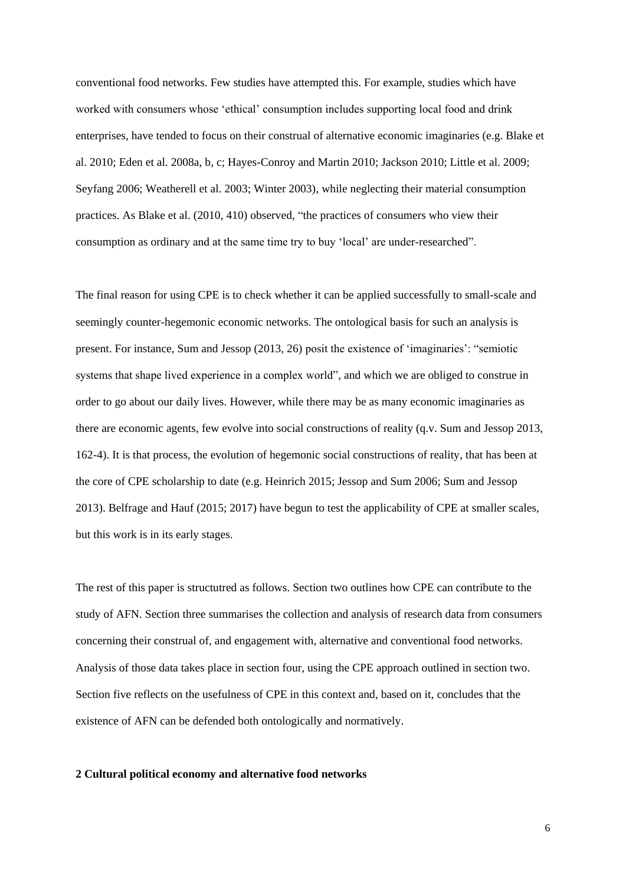conventional food networks. Few studies have attempted this. For example, studies which have worked with consumers whose 'ethical' consumption includes supporting local food and drink enterprises, have tended to focus on their construal of alternative economic imaginaries (e.g. Blake et al. 2010; Eden et al. 2008a, b, c; Hayes-Conroy and Martin 2010; Jackson 2010; Little et al. 2009; Seyfang 2006; Weatherell et al. 2003; Winter 2003), while neglecting their material consumption practices. As Blake et al. (2010, 410) observed, "the practices of consumers who view their consumption as ordinary and at the same time try to buy 'local' are under-researched".

The final reason for using CPE is to check whether it can be applied successfully to small-scale and seemingly counter-hegemonic economic networks. The ontological basis for such an analysis is present. For instance, Sum and Jessop (2013, 26) posit the existence of 'imaginaries': "semiotic systems that shape lived experience in a complex world", and which we are obliged to construe in order to go about our daily lives. However, while there may be as many economic imaginaries as there are economic agents, few evolve into social constructions of reality (q.v. Sum and Jessop 2013, 162-4). It is that process, the evolution of hegemonic social constructions of reality, that has been at the core of CPE scholarship to date (e.g. Heinrich 2015; Jessop and Sum 2006; Sum and Jessop 2013). Belfrage and Hauf (2015; 2017) have begun to test the applicability of CPE at smaller scales, but this work is in its early stages.

The rest of this paper is structutred as follows. Section two outlines how CPE can contribute to the study of AFN. Section three summarises the collection and analysis of research data from consumers concerning their construal of, and engagement with, alternative and conventional food networks. Analysis of those data takes place in section four, using the CPE approach outlined in section two. Section five reflects on the usefulness of CPE in this context and, based on it, concludes that the existence of AFN can be defended both ontologically and normatively.

## 2 Cultural political economy and alternative food networks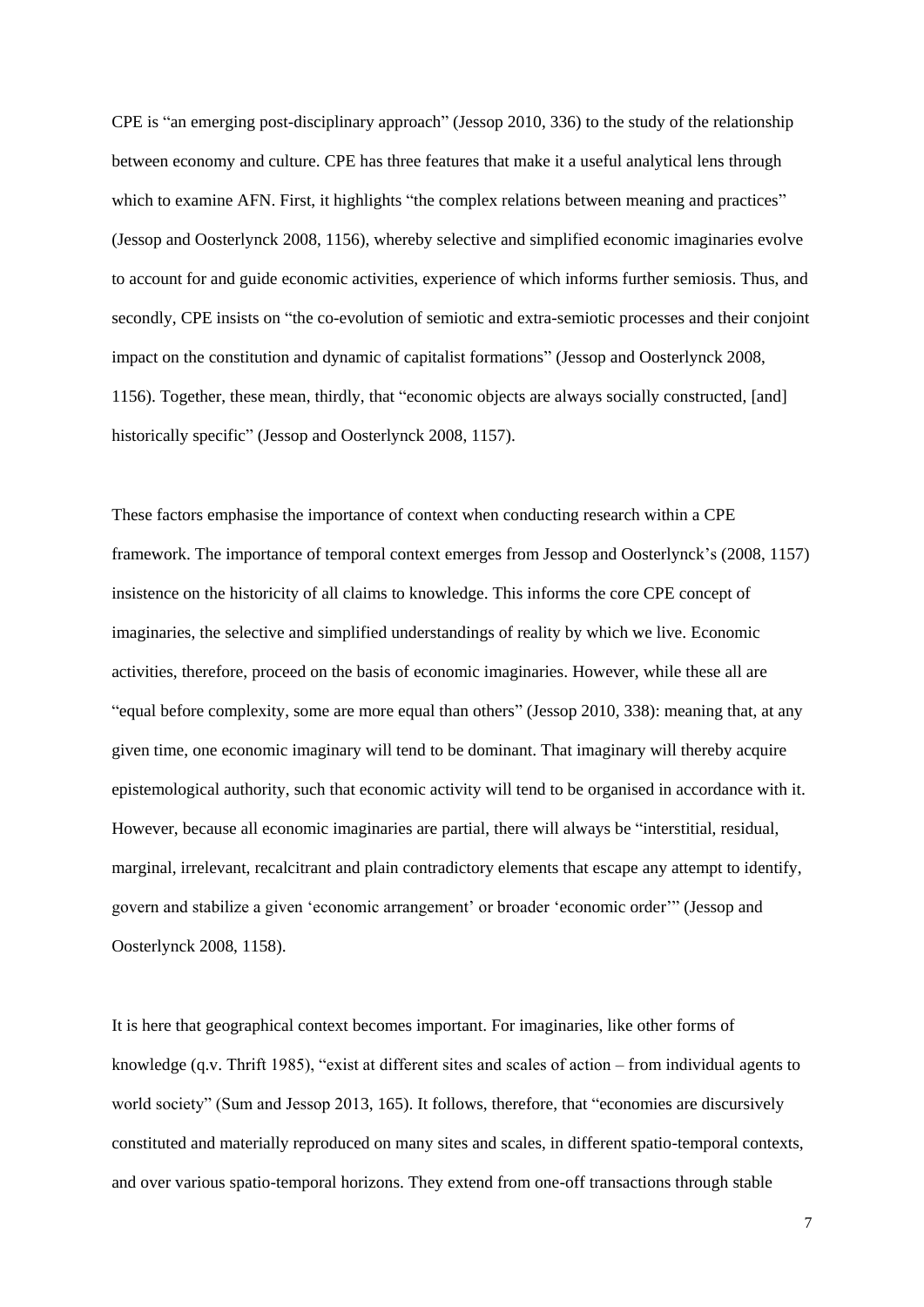CPE is "an emerging post-disciplinary approach" (Jessop 2010, 336) to the study of the relationship between economy and culture. CPE has three features that make it a useful analytical lens through which to examine AFN. First, it highlights "the complex relations between meaning and practices" (Jessop and Oosterlynck 2008, 1156), whereby selective and simplified economic imaginaries evolve to account for and guide economic activities, experience of which informs further semiosis. Thus, and secondly, CPE insists on "the co-evolution of semiotic and extra-semiotic processes and their conjoint impact on the constitution and dynamic of capitalist formations" (Jessop and Oosterlynck 2008, 1156). Together, these mean, thirdly, that "economic objects are always socially constructed, [and] historically specific" (Jessop and Oosterlynck 2008, 1157).

These factors emphasise the importance of context when conducting research within a CPE framework. The importance of temporal context emerges from Jessop and Oosterlynck's (2008, 1157) insistence on the historicity of all claims to knowledge. This informs the core CPE concept of imaginaries, the selective and simplified understandings of reality by which we live. Economic activities, therefore, proceed on the basis of economic imaginaries. However, while these all are "equal before complexity, some are more equal than others" (Jessop 2010, 338): meaning that, at any given time, one economic imaginary will tend to be dominant. That imaginary will thereby acquire epistemological authority, such that economic activity will tend to be organised in accordance with it. However, because all economic imaginaries are partial, there will always be "interstitial, residual, marginal, irrelevant, recalcitrant and plain contradictory elements that escape any attempt to identify, govern and stabilize a given 'economic arrangement' or broader 'economic order'" (Jessop and Oosterlynck 2008, 1158).

It is here that geographical context becomes important. For imaginaries, like other forms of knowledge (q.v. Thrift 1985), "exist at different sites and scales of action – from individual agents to world society" (Sum and Jessop 2013, 165). It follows, therefore, that "economies are discursively constituted and materially reproduced on many sites and scales, in different spatio-temporal contexts, and over various spatio-temporal horizons. They extend from one-off transactions through stable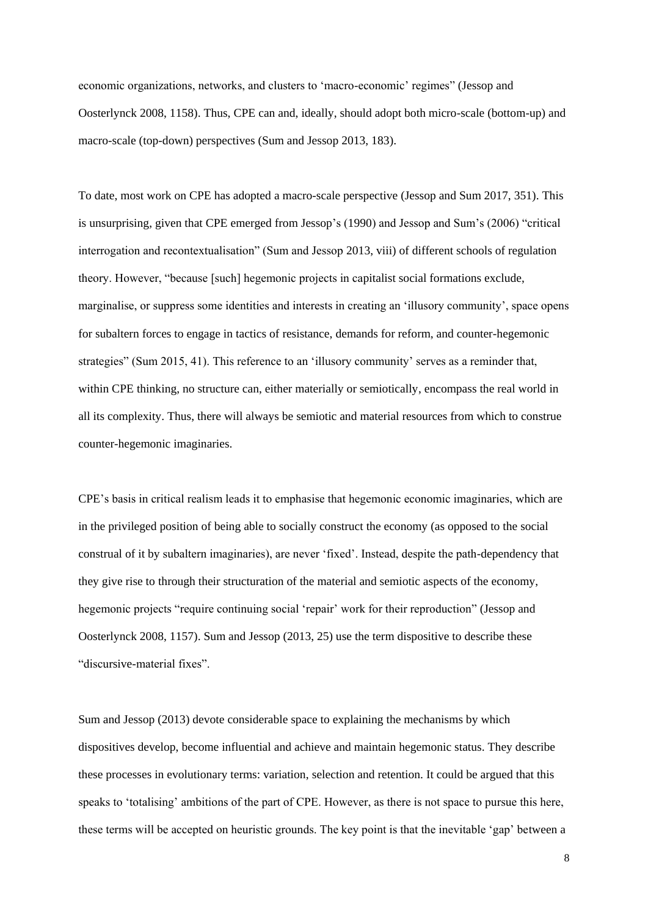economic organizations, networks, and clusters to 'macro-economic' regimes" (Jessop and Oosterlynck 2008, 1158). Thus, CPE can and, ideally, should adopt both micro-scale (bottom-up) and macro-scale (top-down) perspectives (Sum and Jessop 2013, 183).

To date, most work on CPE has adopted a macro-scale perspective (Jessop and Sum 2017, 351). This is unsurprising, given that CPE emerged from Jessop's (1990) and Jessop and Sum's (2006) "critical interrogation and recontextualisation" (Sum and Jessop 2013, viii) of different schools of regulation theory. However, "because [such] hegemonic projects in capitalist social formations exclude, marginalise, or suppress some identities and interests in creating an 'illusory community', space opens for subaltern forces to engage in tactics of resistance, demands for reform, and counter-hegemonic strategies" (Sum 2015, 41). This reference to an 'illusory community' serves as a reminder that, within CPE thinking, no structure can, either materially or semiotically, encompass the real world in all its complexity. Thus, there will always be semiotic and material resources from which to construe counter-hegemonic imaginaries.

CPE's basis in critical realism leads it to emphasise that hegemonic economic imaginaries, which are in the privileged position of being able to socially construct the economy (as opposed to the social construal of it by subaltern imaginaries), are never 'fixed'. Instead, despite the path-dependency that they give rise to through their structuration of the material and semiotic aspects of the economy, hegemonic projects "require continuing social 'repair' work for their reproduction" (Jessop and Oosterlynck 2008, 1157). Sum and Jessop (2013, 25) use the term dispositive to describe these "discursive-material fixes".

Sum and Jessop (2013) devote considerable space to explaining the mechanisms by which dispositives develop, become influential and achieve and maintain hegemonic status. They describe these processes in evolutionary terms: variation, selection and retention. It could be argued that this speaks to 'totalising' ambitions of the part of CPE. However, as there is not space to pursue this here, these terms will be accepted on heuristic grounds. The key point is that the inevitable 'gap' between a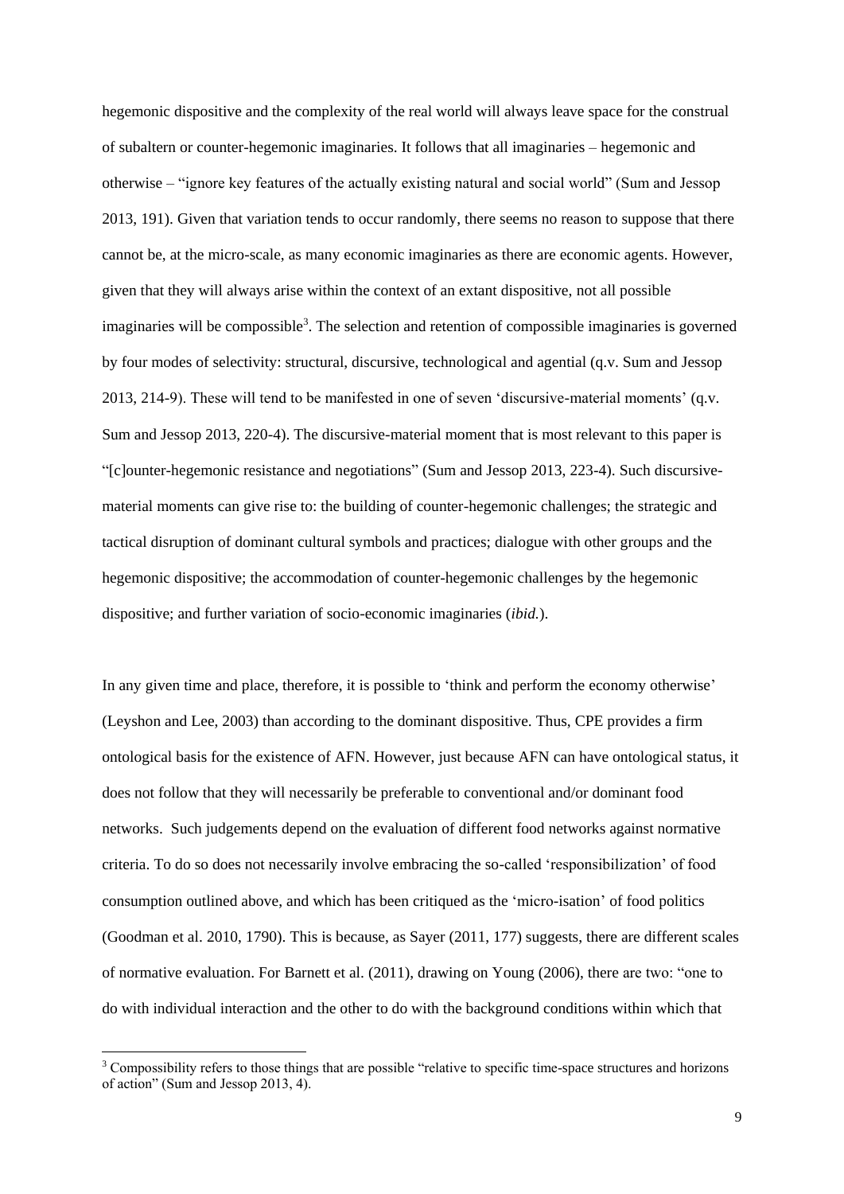hegemonic dispositive and the complexity of the real world will always leave space for the construal of subaltern or counter-hegemonic imaginaries. It follows that all imaginaries – hegemonic and otherwise – "ignore key features of the actually existing natural and social world" (Sum and Jessop 2013, 191). Given that variation tends to occur randomly, there seems no reason to suppose that there cannot be, at the micro-scale, as many economic imaginaries as there are economic agents. However, given that they will always arise within the context of an extant dispositive, not all possible imaginaries will be compossible[3]. The selection and retention of compossible imaginaries is governed by four modes of selectivity: structural, discursive, technological and agential (q.v. Sum and Jessop 2013, 214-9). These will tend to be manifested in one of seven 'discursive-material moments' (q.v. Sum and Jessop 2013, 220-4). The discursive-material moment that is most relevant to this paper is "[c]ounter-hegemonic resistance and negotiations" (Sum and Jessop 2013, 223-4). Such discursive-material moments can give rise to: the building of counter-hegemonic challenges; the strategic and tactical disruption of dominant cultural symbols and practices; dialogue with other groups and the hegemonic dispositive; the accommodation of counter-hegemonic challenges by the hegemonic dispositive; and further variation of socio-economic imaginaries (*ibid.*).

In any given time and place, therefore, it is possible to 'think and perform the economy otherwise' (Leyshon and Lee, 2003) than according to the dominant dispositive. Thus, CPE provides a firm ontological basis for the existence of AFN. However, just because AFN can have ontological status, it does not follow that they will necessarily be preferable to conventional and/or dominant food networks. Such judgements depend on the evaluation of different food networks against normative criteria. To do so does not necessarily involve embracing the so-called 'responsibilization' of food consumption outlined above, and which has been critiqued as the 'micro-isation' of food politics (Goodman et al. 2010, 1790). This is because, as Sayer (2011, 177) suggests, there are different scales of normative evaluation. For Barnett et al. (2011), drawing on Young (2006), there are two: "one to do with individual interaction and the other to do with the background conditions within which that

[3] Compossibility refers to those things that are possible "relative to specific time-space structures and horizons of action" (Sum and Jessop 2013, 4).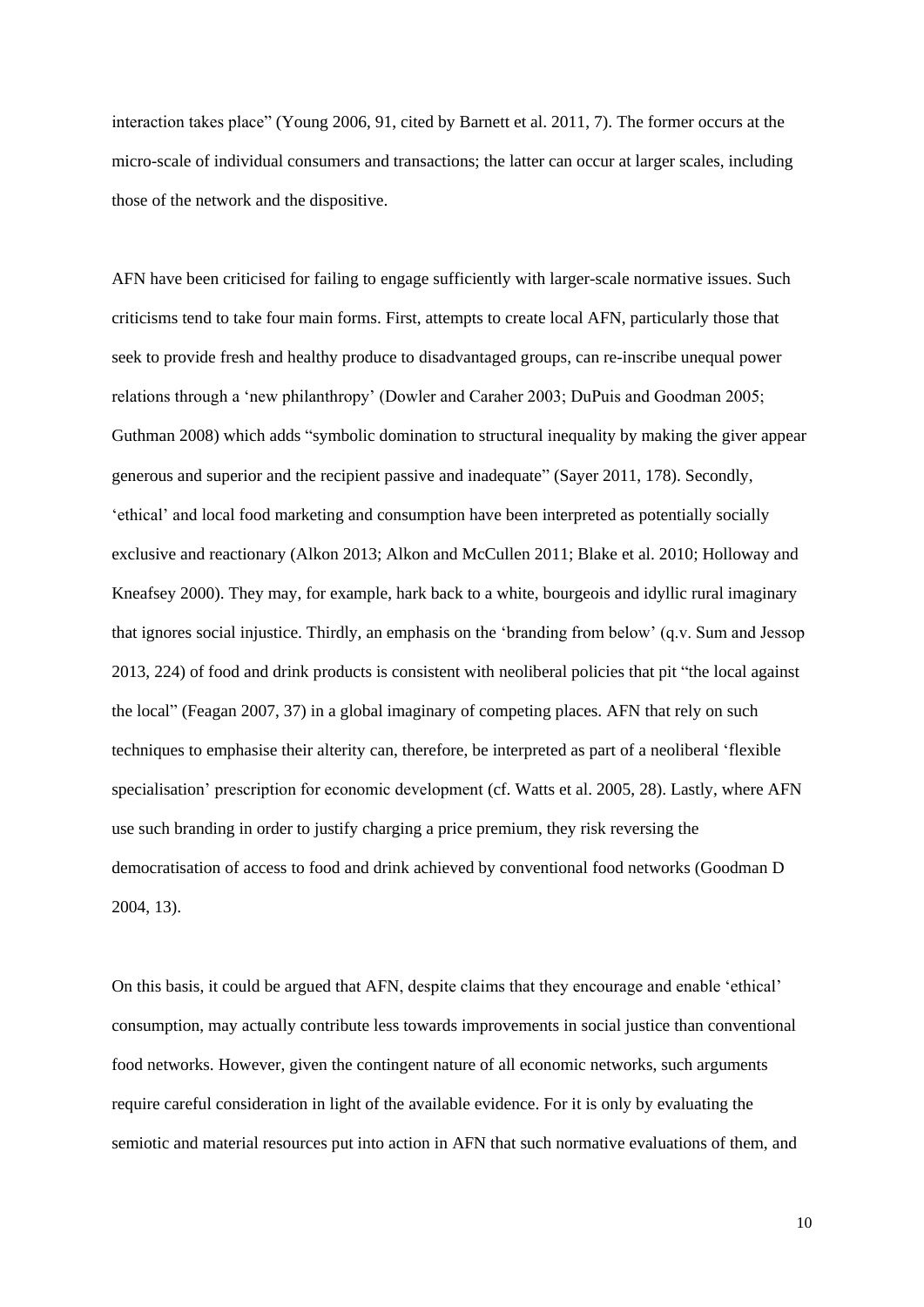interaction takes place" (Young 2006, 91, cited by Barnett et al. 2011, 7). The former occurs at the micro-scale of individual consumers and transactions; the latter can occur at larger scales, including those of the network and the dispositive.

AFN have been criticised for failing to engage sufficiently with larger-scale normative issues. Such criticisms tend to take four main forms. First, attempts to create local AFN, particularly those that seek to provide fresh and healthy produce to disadvantaged groups, can re-inscribe unequal power relations through a 'new philanthropy' (Dowler and Caraher 2003; DuPuis and Goodman 2005; Guthman 2008) which adds "symbolic domination to structural inequality by making the giver appear generous and superior and the recipient passive and inadequate" (Sayer 2011, 178). Secondly, 'ethical' and local food marketing and consumption have been interpreted as potentially socially exclusive and reactionary (Alkon 2013; Alkon and McCullen 2011; Blake et al. 2010; Holloway and Kneafsey 2000). They may, for example, hark back to a white, bourgeois and idyllic rural imaginary that ignores social injustice. Thirdly, an emphasis on the 'branding from below' (q.v. Sum and Jessop 2013, 224) of food and drink products is consistent with neoliberal policies that pit "the local against the local" (Feagan 2007, 37) in a global imaginary of competing places. AFN that rely on such techniques to emphasise their alterity can, therefore, be interpreted as part of a neoliberal 'flexible specialisation' prescription for economic development (cf. Watts et al. 2005, 28). Lastly, where AFN use such branding in order to justify charging a price premium, they risk reversing the democratisation of access to food and drink achieved by conventional food networks (Goodman D 2004, 13).

On this basis, it could be argued that AFN, despite claims that they encourage and enable 'ethical' consumption, may actually contribute less towards improvements in social justice than conventional food networks. However, given the contingent nature of all economic networks, such arguments require careful consideration in light of the available evidence. For it is only by evaluating the semiotic and material resources put into action in AFN that such normative evaluations of them, and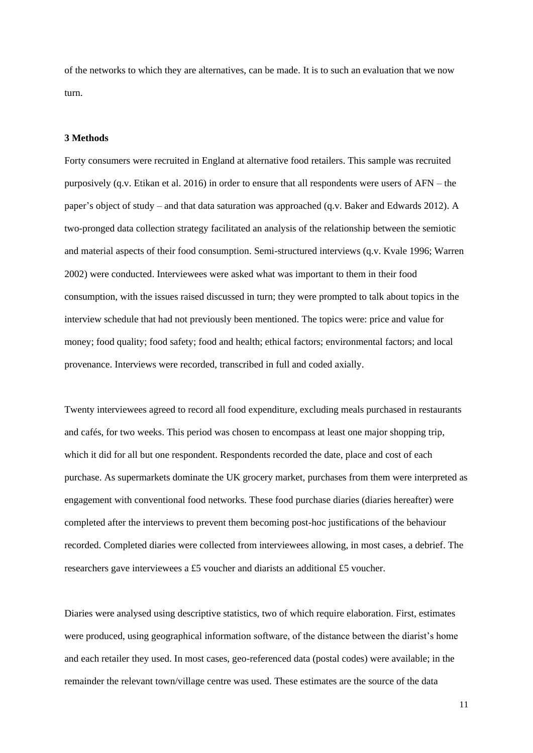of the networks to which they are alternatives, can be made. It is to such an evaluation that we now turn.

## 3 Methods

Forty consumers were recruited in England at alternative food retailers. This sample was recruited purposively (q.v. Etikan et al. 2016) in order to ensure that all respondents were users of AFN – the paper's object of study – and that data saturation was approached (q.v. Baker and Edwards 2012). A two-pronged data collection strategy facilitated an analysis of the relationship between the semiotic and material aspects of their food consumption. Semi-structured interviews (q.v. Kvale 1996; Warren 2002) were conducted. Interviewees were asked what was important to them in their food consumption, with the issues raised discussed in turn; they were prompted to talk about topics in the interview schedule that had not previously been mentioned. The topics were: price and value for money; food quality; food safety; food and health; ethical factors; environmental factors; and local provenance. Interviews were recorded, transcribed in full and coded axially.

Twenty interviewees agreed to record all food expenditure, excluding meals purchased in restaurants and cafés, for two weeks. This period was chosen to encompass at least one major shopping trip, which it did for all but one respondent. Respondents recorded the date, place and cost of each purchase. As supermarkets dominate the UK grocery market, purchases from them were interpreted as engagement with conventional food networks. These food purchase diaries (diaries hereafter) were completed after the interviews to prevent them becoming post-hoc justifications of the behaviour recorded. Completed diaries were collected from interviewees allowing, in most cases, a debrief. The researchers gave interviewees a £5 voucher and diarists an additional £5 voucher.

Diaries were analysed using descriptive statistics, two of which require elaboration. First, estimates were produced, using geographical information software, of the distance between the diarist's home and each retailer they used. In most cases, geo-referenced data (postal codes) were available; in the remainder the relevant town/village centre was used. These estimates are the source of the data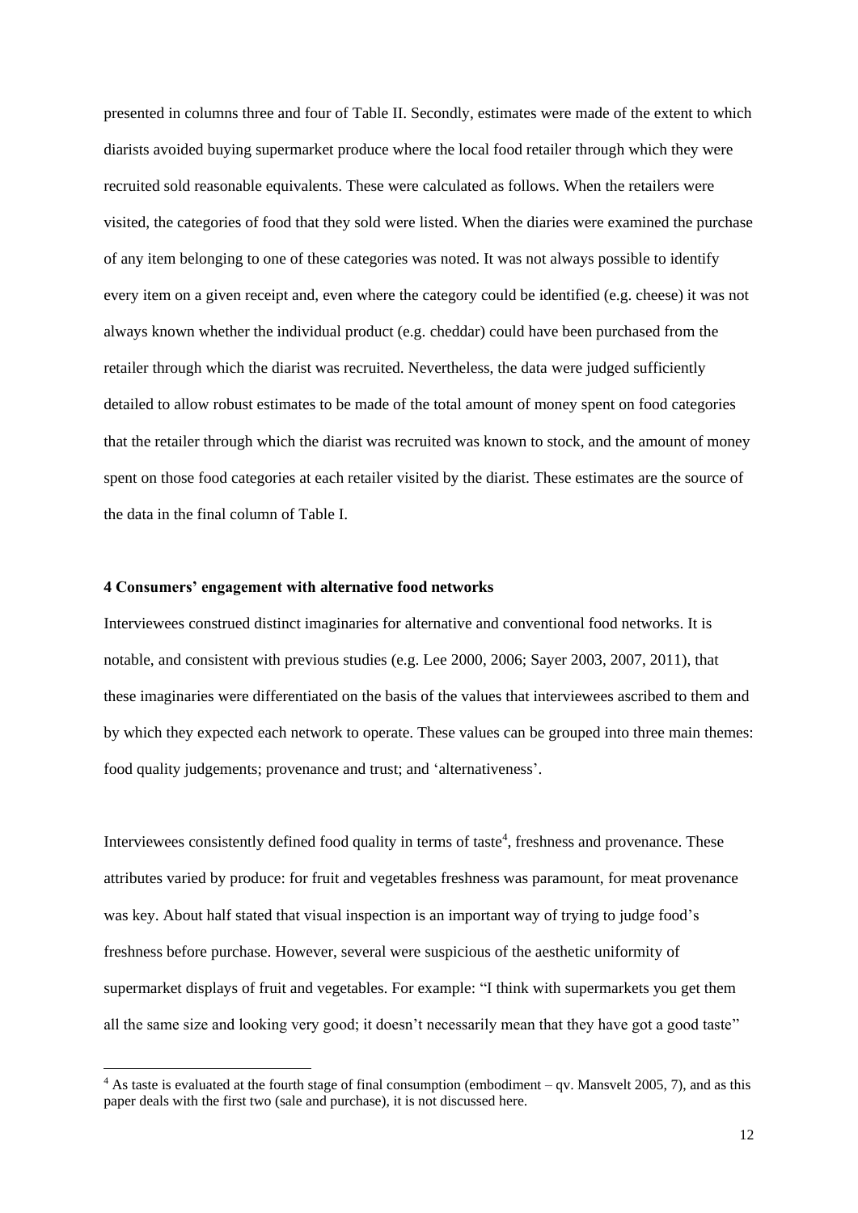presented in columns three and four of Table II. Secondly, estimates were made of the extent to which diarists avoided buying supermarket produce where the local food retailer through which they were recruited sold reasonable equivalents. These were calculated as follows. When the retailers were visited, the categories of food that they sold were listed. When the diaries were examined the purchase of any item belonging to one of these categories was noted. It was not always possible to identify every item on a given receipt and, even where the category could be identified (e.g. cheese) it was not always known whether the individual product (e.g. cheddar) could have been purchased from the retailer through which the diarist was recruited. Nevertheless, the data were judged sufficiently detailed to allow robust estimates to be made of the total amount of money spent on food categories that the retailer through which the diarist was recruited was known to stock, and the amount of money spent on those food categories at each retailer visited by the diarist. These estimates are the source of the data in the final column of Table I.

## 4 Consumers' engagement with alternative food networks

Interviewees construed distinct imaginaries for alternative and conventional food networks. It is notable, and consistent with previous studies (e.g. Lee 2000, 2006; Sayer 2003, 2007, 2011), that these imaginaries were differentiated on the basis of the values that interviewees ascribed to them and by which they expected each network to operate. These values can be grouped into three main themes: food quality judgements; provenance and trust; and 'alternativeness'.

Interviewees consistently defined food quality in terms of taste[4], freshness and provenance. These attributes varied by produce: for fruit and vegetables freshness was paramount, for meat provenance was key. About half stated that visual inspection is an important way of trying to judge food's freshness before purchase. However, several were suspicious of the aesthetic uniformity of supermarket displays of fruit and vegetables. For example: "I think with supermarkets you get them all the same size and looking very good; it doesn't necessarily mean that they have got a good taste"

[4] As taste is evaluated at the fourth stage of final consumption (embodiment – qv. Mansvelt 2005, 7), and as this paper deals with the first two (sale and purchase), it is not discussed here.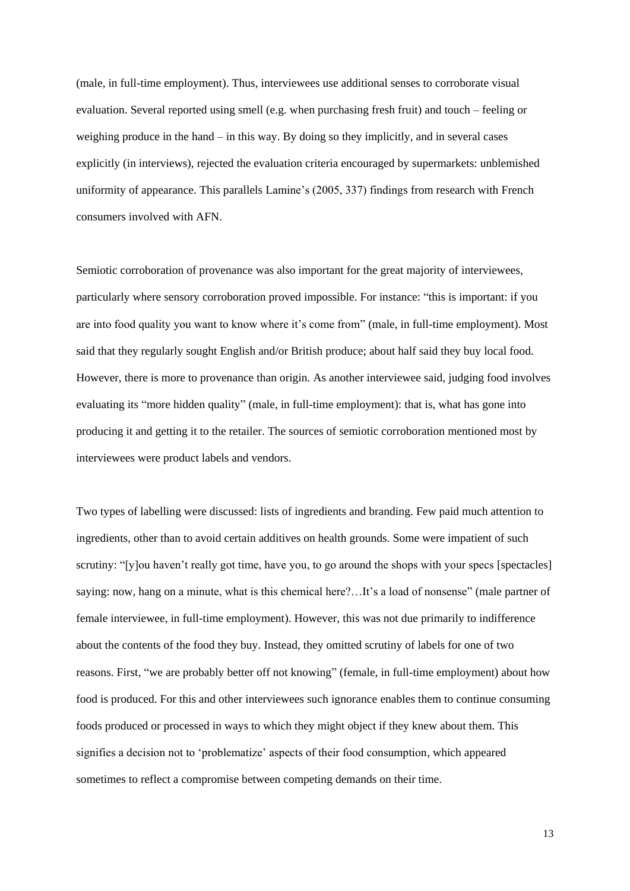(male, in full-time employment). Thus, interviewees use additional senses to corroborate visual evaluation. Several reported using smell (e.g. when purchasing fresh fruit) and touch – feeling or weighing produce in the hand – in this way. By doing so they implicitly, and in several cases explicitly (in interviews), rejected the evaluation criteria encouraged by supermarkets: unblemished uniformity of appearance. This parallels Lamine's (2005, 337) findings from research with French consumers involved with AFN.

Semiotic corroboration of provenance was also important for the great majority of interviewees, particularly where sensory corroboration proved impossible. For instance: "this is important: if you are into food quality you want to know where it's come from" (male, in full-time employment). Most said that they regularly sought English and/or British produce; about half said they buy local food. However, there is more to provenance than origin. As another interviewee said, judging food involves evaluating its "more hidden quality" (male, in full-time employment): that is, what has gone into producing it and getting it to the retailer. The sources of semiotic corroboration mentioned most by interviewees were product labels and vendors.

Two types of labelling were discussed: lists of ingredients and branding. Few paid much attention to ingredients, other than to avoid certain additives on health grounds. Some were impatient of such scrutiny: "[y]ou haven't really got time, have you, to go around the shops with your specs [spectacles] saying: now, hang on a minute, what is this chemical here?…It's a load of nonsense" (male partner of female interviewee, in full-time employment). However, this was not due primarily to indifference about the contents of the food they buy. Instead, they omitted scrutiny of labels for one of two reasons. First, "we are probably better off not knowing" (female, in full-time employment) about how food is produced. For this and other interviewees such ignorance enables them to continue consuming foods produced or processed in ways to which they might object if they knew about them. This signifies a decision not to 'problematize' aspects of their food consumption, which appeared sometimes to reflect a compromise between competing demands on their time.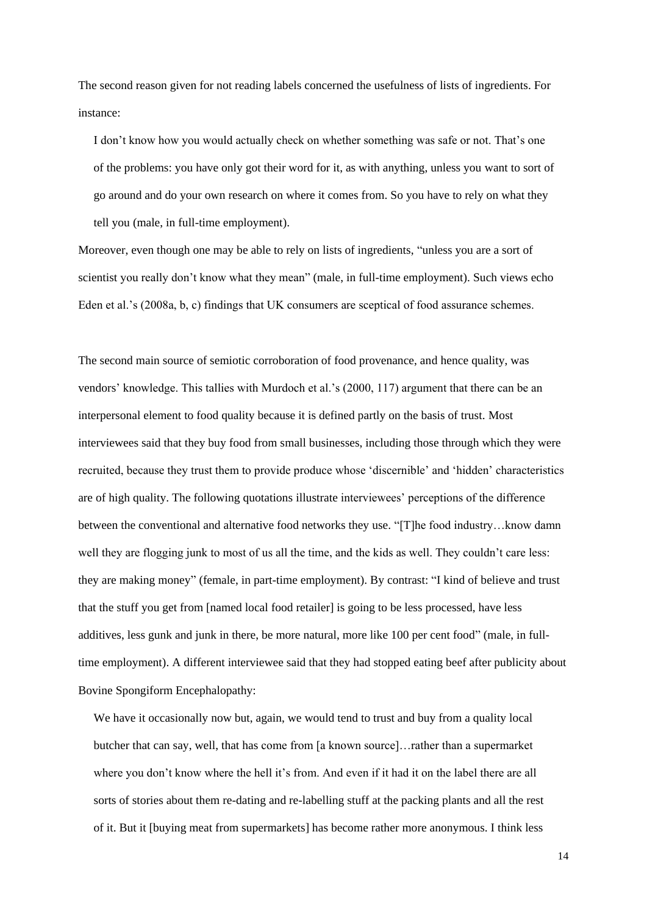The second reason given for not reading labels concerned the usefulness of lists of ingredients. For instance:

> I don't know how you would actually check on whether something was safe or not. That's one of the problems: you have only got their word for it, as with anything, unless you want to sort of go around and do your own research on where it comes from. So you have to rely on what they tell you (male, in full-time employment).

Moreover, even though one may be able to rely on lists of ingredients, "unless you are a sort of scientist you really don't know what they mean" (male, in full-time employment). Such views echo Eden et al.'s (2008a, b, c) findings that UK consumers are sceptical of food assurance schemes.

The second main source of semiotic corroboration of food provenance, and hence quality, was vendors' knowledge. This tallies with Murdoch et al.'s (2000, 117) argument that there can be an interpersonal element to food quality because it is defined partly on the basis of trust. Most interviewees said that they buy food from small businesses, including those through which they were recruited, because they trust them to provide produce whose 'discernible' and 'hidden' characteristics are of high quality. The following quotations illustrate interviewees' perceptions of the difference between the conventional and alternative food networks they use. "[T]he food industry…know damn well they are flogging junk to most of us all the time, and the kids as well. They couldn't care less: they are making money" (female, in part-time employment). By contrast: "I kind of believe and trust that the stuff you get from [named local food retailer] is going to be less processed, have less additives, less gunk and junk in there, be more natural, more like 100 per cent food" (male, in full-time employment). A different interviewee said that they had stopped eating beef after publicity about Bovine Spongiform Encephalopathy:

> We have it occasionally now but, again, we would tend to trust and buy from a quality local butcher that can say, well, that has come from [a known source]…rather than a supermarket where you don't know where the hell it's from. And even if it had it on the label there are all sorts of stories about them re-dating and re-labelling stuff at the packing plants and all the rest of it. But it [buying meat from supermarkets] has become rather more anonymous. I think less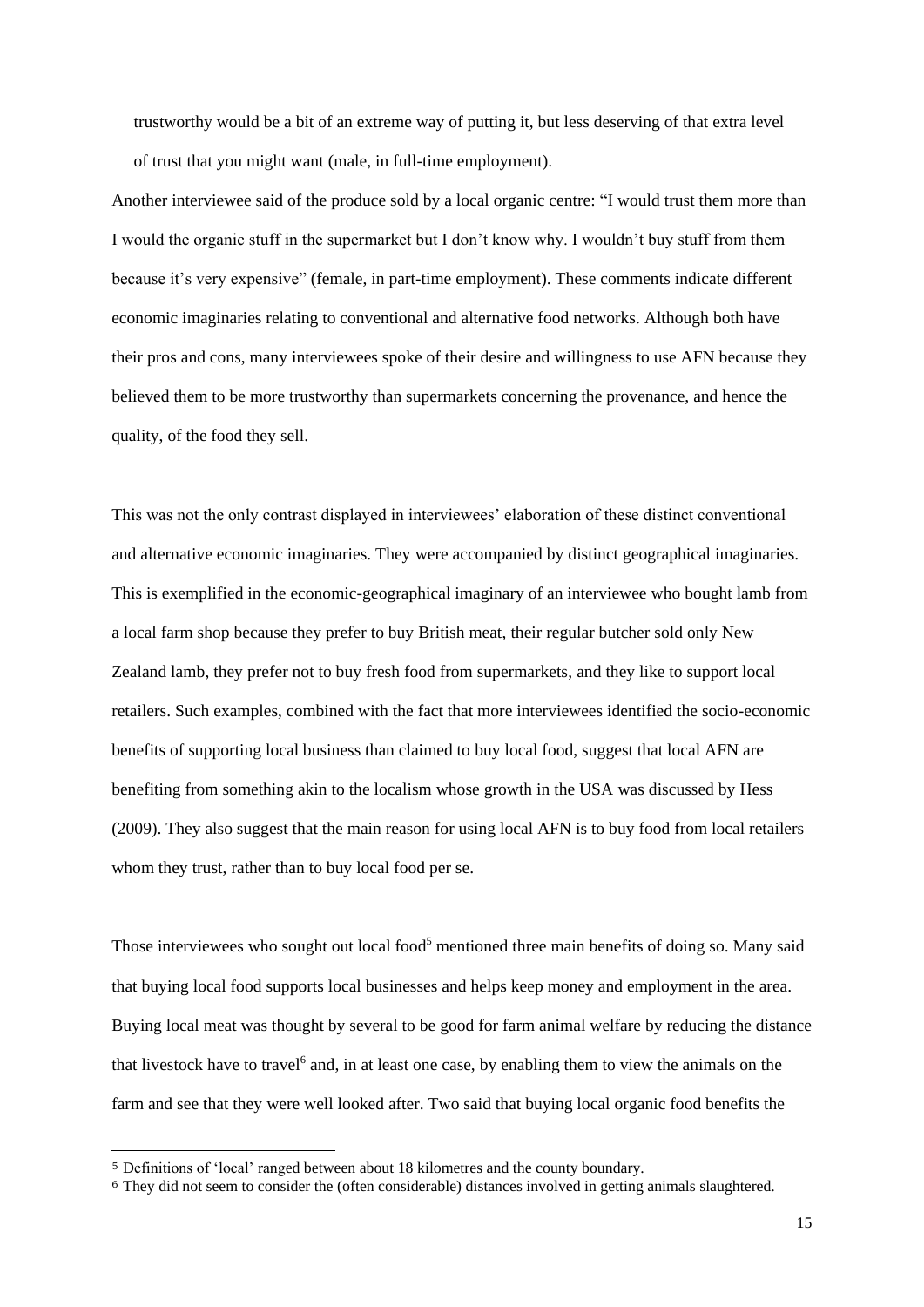> trustworthy would be a bit of an extreme way of putting it, but less deserving of that extra level of trust that you might want (male, in full-time employment).

Another interviewee said of the produce sold by a local organic centre: “I would trust them more than I would the organic stuff in the supermarket but I don’t know why. I wouldn’t buy stuff from them because it’s very expensive” (female, in part-time employment). These comments indicate different economic imaginaries relating to conventional and alternative food networks. Although both have their pros and cons, many interviewees spoke of their desire and willingness to use AFN because they believed them to be more trustworthy than supermarkets concerning the provenance, and hence the quality, of the food they sell.

This was not the only contrast displayed in interviewees’ elaboration of these distinct conventional and alternative economic imaginaries. They were accompanied by distinct geographical imaginaries. This is exemplified in the economic-geographical imaginary of an interviewee who bought lamb from a local farm shop because they prefer to buy British meat, their regular butcher sold only New Zealand lamb, they prefer not to buy fresh food from supermarkets, and they like to support local retailers. Such examples, combined with the fact that more interviewees identified the socio-economic benefits of supporting local business than claimed to buy local food, suggest that local AFN are benefiting from something akin to the localism whose growth in the USA was discussed by Hess (2009). They also suggest that the main reason for using local AFN is to buy food from local retailers whom they trust, rather than to buy local food per se.

Those interviewees who sought out local food[5] mentioned three main benefits of doing so. Many said that buying local food supports local businesses and helps keep money and employment in the area. Buying local meat was thought by several to be good for farm animal welfare by reducing the distance that livestock have to travel[6] and, in at least one case, by enabling them to view the animals on the farm and see that they were well looked after. Two said that buying local organic food benefits the

[5] Definitions of ‘local’ ranged between about 18 kilometres and the county boundary.

[6] They did not seem to consider the (often considerable) distances involved in getting animals slaughtered.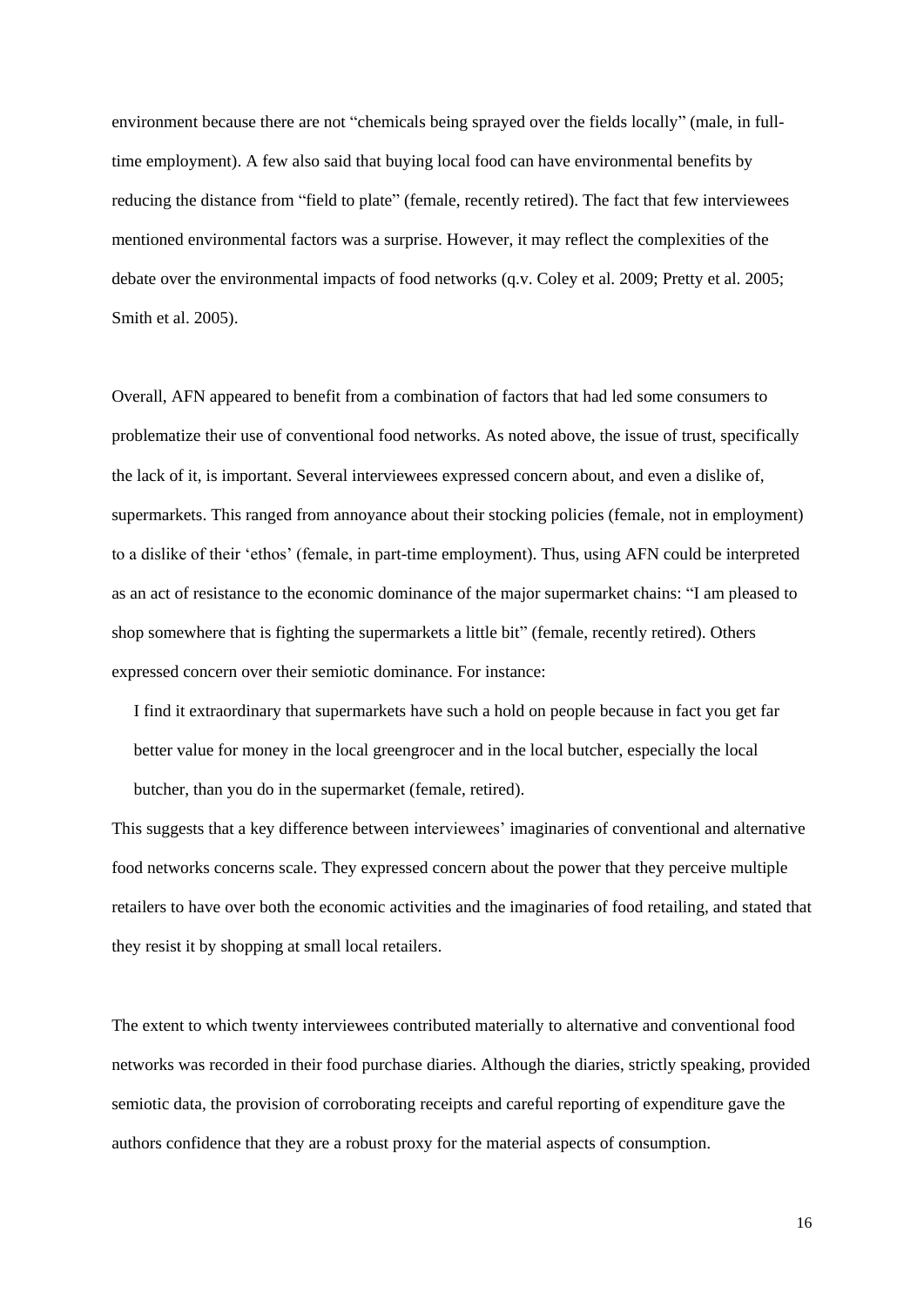environment because there are not "chemicals being sprayed over the fields locally" (male, in full-time employment). A few also said that buying local food can have environmental benefits by reducing the distance from "field to plate" (female, recently retired). The fact that few interviewees mentioned environmental factors was a surprise. However, it may reflect the complexities of the debate over the environmental impacts of food networks (q.v. Coley et al. 2009; Pretty et al. 2005; Smith et al. 2005).

Overall, AFN appeared to benefit from a combination of factors that had led some consumers to problematize their use of conventional food networks. As noted above, the issue of trust, specifically the lack of it, is important. Several interviewees expressed concern about, and even a dislike of, supermarkets. This ranged from annoyance about their stocking policies (female, not in employment) to a dislike of their 'ethos' (female, in part-time employment). Thus, using AFN could be interpreted as an act of resistance to the economic dominance of the major supermarket chains: "I am pleased to shop somewhere that is fighting the supermarkets a little bit" (female, recently retired). Others expressed concern over their semiotic dominance. For instance:

> I find it extraordinary that supermarkets have such a hold on people because in fact you get far better value for money in the local greengrocer and in the local butcher, especially the local butcher, than you do in the supermarket (female, retired).

This suggests that a key difference between interviewees' imaginaries of conventional and alternative food networks concerns scale. They expressed concern about the power that they perceive multiple retailers to have over both the economic activities and the imaginaries of food retailing, and stated that they resist it by shopping at small local retailers.

The extent to which twenty interviewees contributed materially to alternative and conventional food networks was recorded in their food purchase diaries. Although the diaries, strictly speaking, provided semiotic data, the provision of corroborating receipts and careful reporting of expenditure gave the authors confidence that they are a robust proxy for the material aspects of consumption.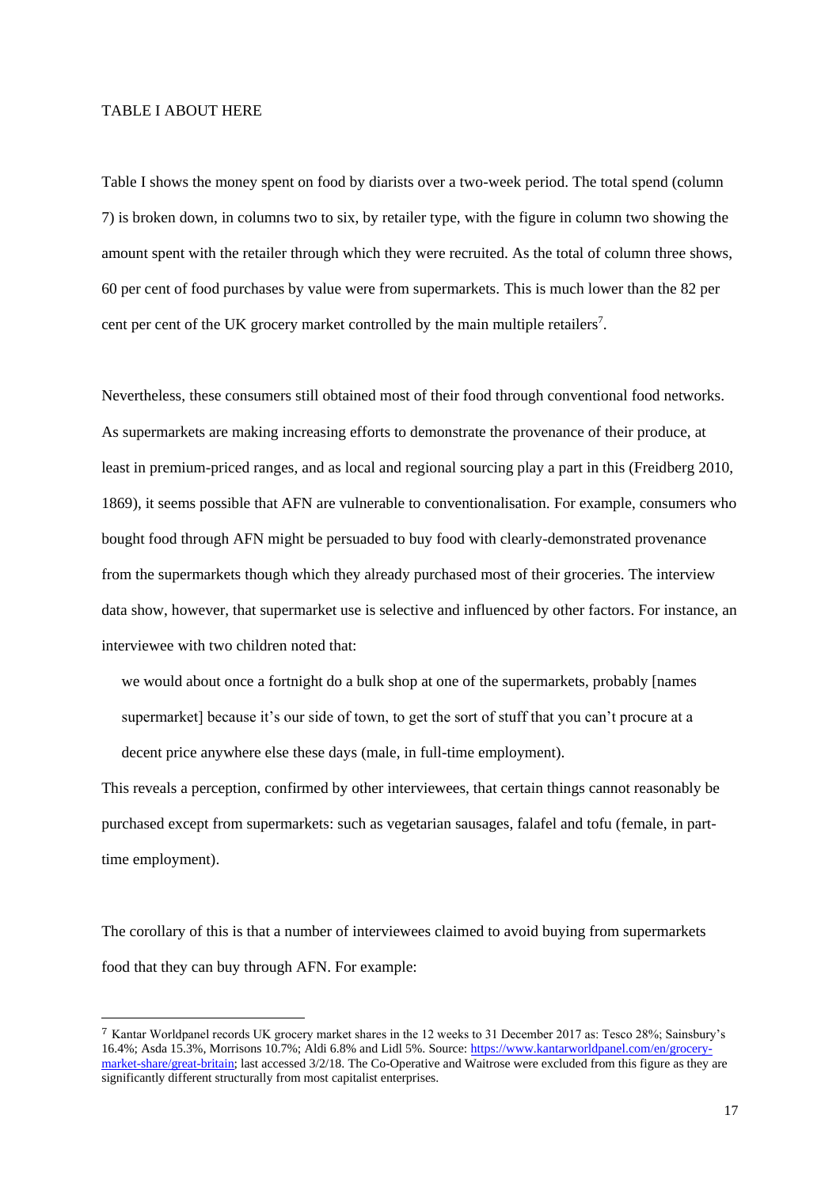TABLE I ABOUT HERE

Table I shows the money spent on food by diarists over a two-week period. The total spend (column 7) is broken down, in columns two to six, by retailer type, with the figure in column two showing the amount spent with the retailer through which they were recruited. As the total of column three shows, 60 per cent of food purchases by value were from supermarkets. This is much lower than the 82 per cent per cent of the UK grocery market controlled by the main multiple retailers[7].

Nevertheless, these consumers still obtained most of their food through conventional food networks. As supermarkets are making increasing efforts to demonstrate the provenance of their produce, at least in premium-priced ranges, and as local and regional sourcing play a part in this (Freidberg 2010, 1869), it seems possible that AFN are vulnerable to conventionalisation. For example, consumers who bought food through AFN might be persuaded to buy food with clearly-demonstrated provenance from the supermarkets though which they already purchased most of their groceries. The interview data show, however, that supermarket use is selective and influenced by other factors. For instance, an interviewee with two children noted that:

> we would about once a fortnight do a bulk shop at one of the supermarkets, probably [names supermarket] because it's our side of town, to get the sort of stuff that you can't procure at a decent price anywhere else these days (male, in full-time employment).

This reveals a perception, confirmed by other interviewees, that certain things cannot reasonably be purchased except from supermarkets: such as vegetarian sausages, falafel and tofu (female, in part-time employment).

The corollary of this is that a number of interviewees claimed to avoid buying from supermarkets food that they can buy through AFN. For example:

---

[7] Kantar Worldpanel records UK grocery market shares in the 12 weeks to 31 December 2017 as: Tesco 28%; Sainsbury's 16.4%; Asda 15.3%, Morrisons 10.7%; Aldi 6.8% and Lidl 5%. Source: https://www.kantarworldpanel.com/en/grocery-market-share/great-britain; last accessed 3/2/18. The Co-Operative and Waitrose were excluded from this figure as they are significantly different structurally from most capitalist enterprises.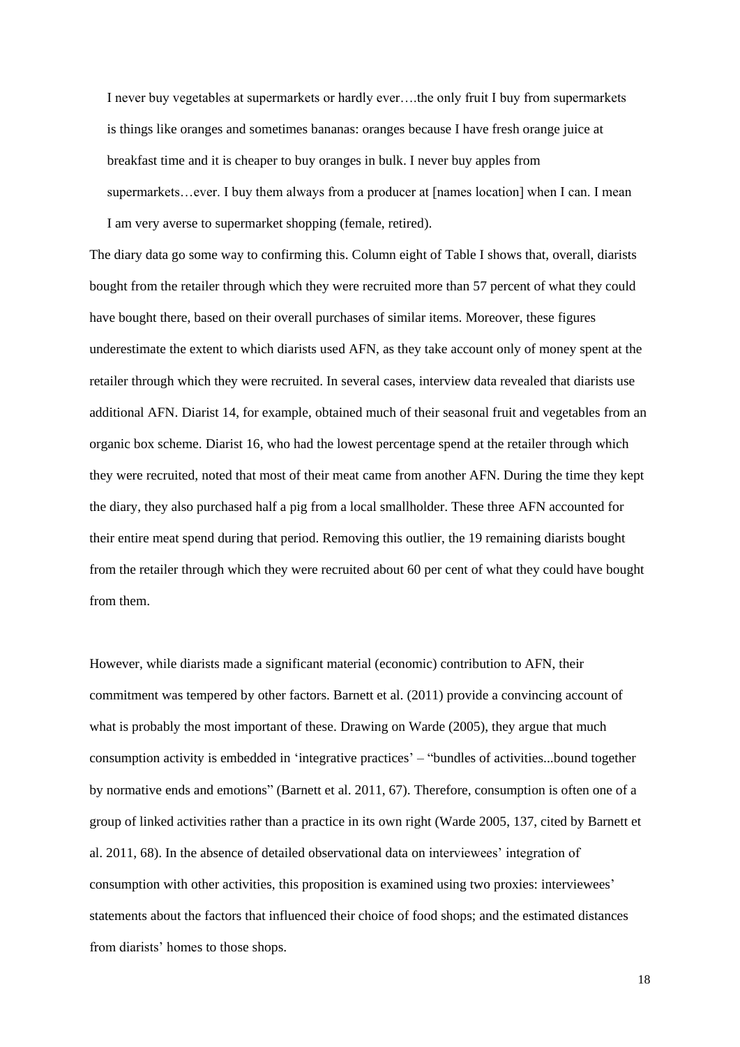> I never buy vegetables at supermarkets or hardly ever….the only fruit I buy from supermarkets is things like oranges and sometimes bananas: oranges because I have fresh orange juice at breakfast time and it is cheaper to buy oranges in bulk. I never buy apples from supermarkets…ever. I buy them always from a producer at [names location] when I can. I mean I am very averse to supermarket shopping (female, retired).

The diary data go some way to confirming this. Column eight of Table I shows that, overall, diarists bought from the retailer through which they were recruited more than 57 percent of what they could have bought there, based on their overall purchases of similar items. Moreover, these figures underestimate the extent to which diarists used AFN, as they take account only of money spent at the retailer through which they were recruited. In several cases, interview data revealed that diarists use additional AFN. Diarist 14, for example, obtained much of their seasonal fruit and vegetables from an organic box scheme. Diarist 16, who had the lowest percentage spend at the retailer through which they were recruited, noted that most of their meat came from another AFN. During the time they kept the diary, they also purchased half a pig from a local smallholder. These three AFN accounted for their entire meat spend during that period. Removing this outlier, the 19 remaining diarists bought from the retailer through which they were recruited about 60 per cent of what they could have bought from them.

However, while diarists made a significant material (economic) contribution to AFN, their commitment was tempered by other factors. Barnett et al. (2011) provide a convincing account of what is probably the most important of these. Drawing on Warde (2005), they argue that much consumption activity is embedded in 'integrative practices' – "bundles of activities...bound together by normative ends and emotions" (Barnett et al. 2011, 67). Therefore, consumption is often one of a group of linked activities rather than a practice in its own right (Warde 2005, 137, cited by Barnett et al. 2011, 68). In the absence of detailed observational data on interviewees' integration of consumption with other activities, this proposition is examined using two proxies: interviewees' statements about the factors that influenced their choice of food shops; and the estimated distances from diarists' homes to those shops.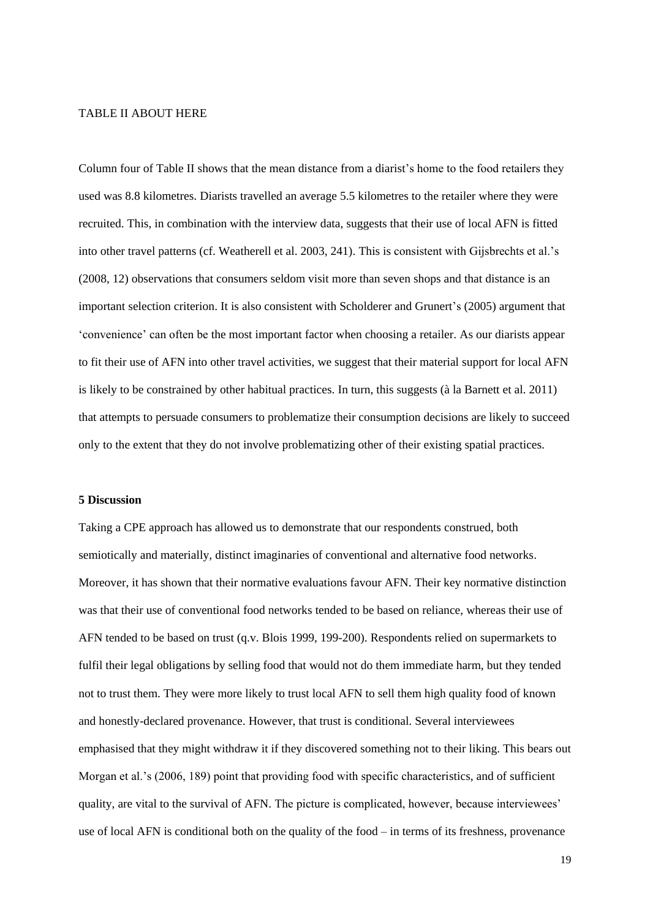TABLE II ABOUT HERE

Column four of Table II shows that the mean distance from a diarist's home to the food retailers they used was 8.8 kilometres. Diarists travelled an average 5.5 kilometres to the retailer where they were recruited. This, in combination with the interview data, suggests that their use of local AFN is fitted into other travel patterns (cf. Weatherell et al. 2003, 241). This is consistent with Gijsbrechts et al.'s (2008, 12) observations that consumers seldom visit more than seven shops and that distance is an important selection criterion. It is also consistent with Scholderer and Grunert's (2005) argument that 'convenience' can often be the most important factor when choosing a retailer. As our diarists appear to fit their use of AFN into other travel activities, we suggest that their material support for local AFN is likely to be constrained by other habitual practices. In turn, this suggests (à la Barnett et al. 2011) that attempts to persuade consumers to problematize their consumption decisions are likely to succeed only to the extent that they do not involve problematizing other of their existing spatial practices.

## 5 Discussion

Taking a CPE approach has allowed us to demonstrate that our respondents construed, both semiotically and materially, distinct imaginaries of conventional and alternative food networks. Moreover, it has shown that their normative evaluations favour AFN. Their key normative distinction was that their use of conventional food networks tended to be based on reliance, whereas their use of AFN tended to be based on trust (q.v. Blois 1999, 199-200). Respondents relied on supermarkets to fulfil their legal obligations by selling food that would not do them immediate harm, but they tended not to trust them. They were more likely to trust local AFN to sell them high quality food of known and honestly-declared provenance. However, that trust is conditional. Several interviewees emphasised that they might withdraw it if they discovered something not to their liking. This bears out Morgan et al.'s (2006, 189) point that providing food with specific characteristics, and of sufficient quality, are vital to the survival of AFN. The picture is complicated, however, because interviewees' use of local AFN is conditional both on the quality of the food – in terms of its freshness, provenance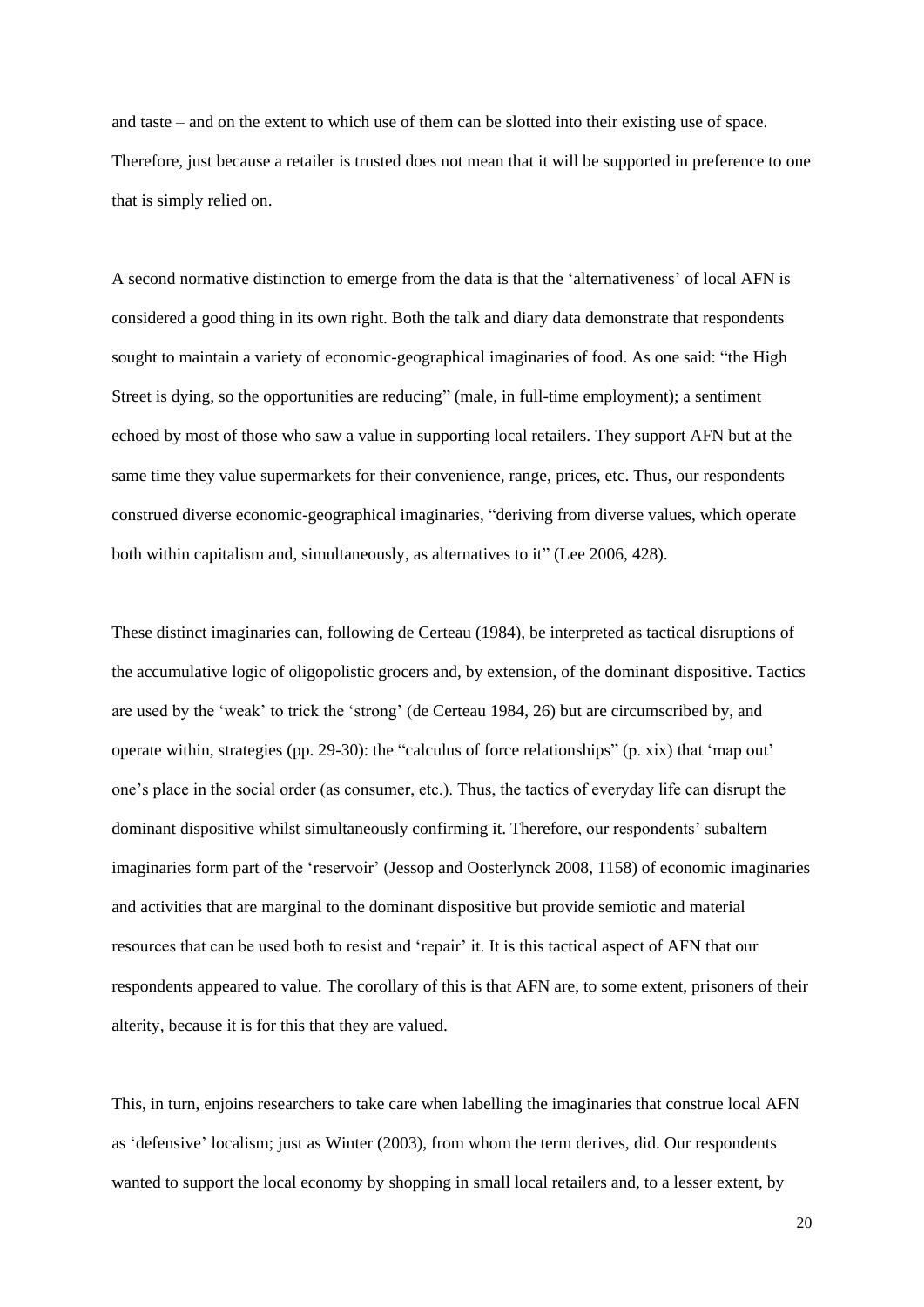and taste – and on the extent to which use of them can be slotted into their existing use of space. Therefore, just because a retailer is trusted does not mean that it will be supported in preference to one that is simply relied on.

A second normative distinction to emerge from the data is that the 'alternativeness' of local AFN is considered a good thing in its own right. Both the talk and diary data demonstrate that respondents sought to maintain a variety of economic-geographical imaginaries of food. As one said: "the High Street is dying, so the opportunities are reducing" (male, in full-time employment); a sentiment echoed by most of those who saw a value in supporting local retailers. They support AFN but at the same time they value supermarkets for their convenience, range, prices, etc. Thus, our respondents construed diverse economic-geographical imaginaries, "deriving from diverse values, which operate both within capitalism and, simultaneously, as alternatives to it" (Lee 2006, 428).

These distinct imaginaries can, following de Certeau (1984), be interpreted as tactical disruptions of the accumulative logic of oligopolistic grocers and, by extension, of the dominant dispositive. Tactics are used by the 'weak' to trick the 'strong' (de Certeau 1984, 26) but are circumscribed by, and operate within, strategies (pp. 29-30): the "calculus of force relationships" (p. xix) that 'map out' one's place in the social order (as consumer, etc.). Thus, the tactics of everyday life can disrupt the dominant dispositive whilst simultaneously confirming it. Therefore, our respondents' subaltern imaginaries form part of the 'reservoir' (Jessop and Oosterlynck 2008, 1158) of economic imaginaries and activities that are marginal to the dominant dispositive but provide semiotic and material resources that can be used both to resist and 'repair' it. It is this tactical aspect of AFN that our respondents appeared to value. The corollary of this is that AFN are, to some extent, prisoners of their alterity, because it is for this that they are valued.

This, in turn, enjoins researchers to take care when labelling the imaginaries that construe local AFN as 'defensive' localism; just as Winter (2003), from whom the term derives, did. Our respondents wanted to support the local economy by shopping in small local retailers and, to a lesser extent, by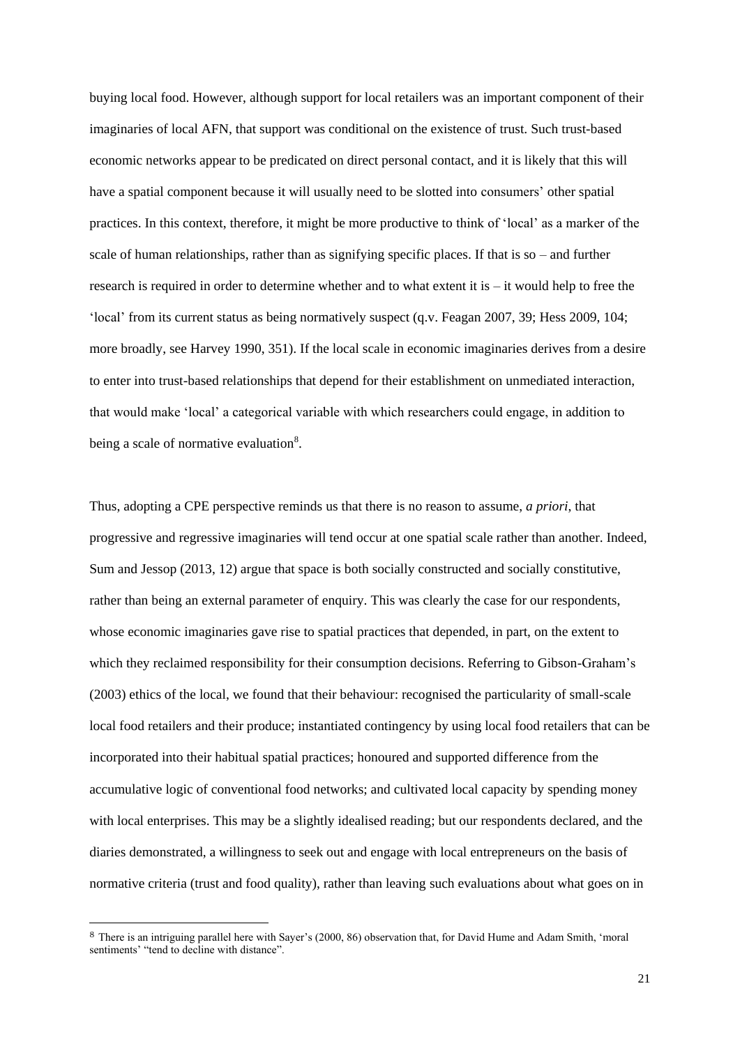buying local food. However, although support for local retailers was an important component of their imaginaries of local AFN, that support was conditional on the existence of trust. Such trust-based economic networks appear to be predicated on direct personal contact, and it is likely that this will have a spatial component because it will usually need to be slotted into consumers' other spatial practices. In this context, therefore, it might be more productive to think of 'local' as a marker of the scale of human relationships, rather than as signifying specific places. If that is so – and further research is required in order to determine whether and to what extent it is – it would help to free the 'local' from its current status as being normatively suspect (q.v. Feagan 2007, 39; Hess 2009, 104; more broadly, see Harvey 1990, 351). If the local scale in economic imaginaries derives from a desire to enter into trust-based relationships that depend for their establishment on unmediated interaction, that would make 'local' a categorical variable with which researchers could engage, in addition to being a scale of normative evaluation[8].

Thus, adopting a CPE perspective reminds us that there is no reason to assume, *a priori*, that progressive and regressive imaginaries will tend occur at one spatial scale rather than another. Indeed, Sum and Jessop (2013, 12) argue that space is both socially constructed and socially constitutive, rather than being an external parameter of enquiry. This was clearly the case for our respondents, whose economic imaginaries gave rise to spatial practices that depended, in part, on the extent to which they reclaimed responsibility for their consumption decisions. Referring to Gibson-Graham's (2003) ethics of the local, we found that their behaviour: recognised the particularity of small-scale local food retailers and their produce; instantiated contingency by using local food retailers that can be incorporated into their habitual spatial practices; honoured and supported difference from the accumulative logic of conventional food networks; and cultivated local capacity by spending money with local enterprises. This may be a slightly idealised reading; but our respondents declared, and the diaries demonstrated, a willingness to seek out and engage with local entrepreneurs on the basis of normative criteria (trust and food quality), rather than leaving such evaluations about what goes on in

[8] There is an intriguing parallel here with Sayer's (2000, 86) observation that, for David Hume and Adam Smith, 'moral sentiments' "tend to decline with distance".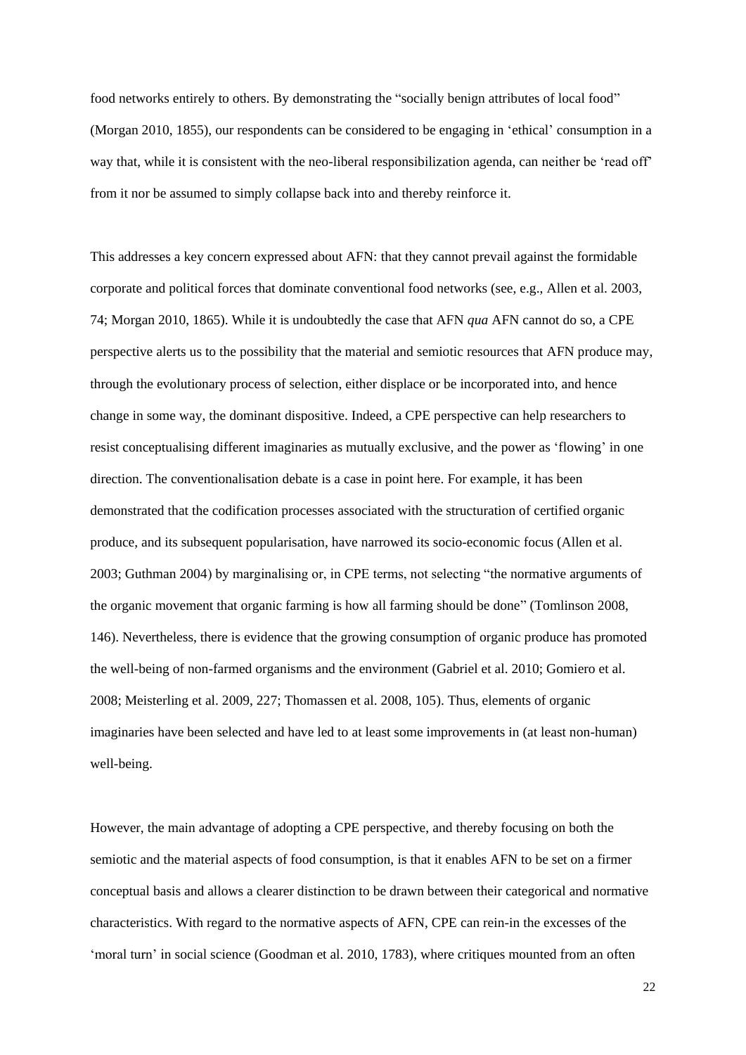food networks entirely to others. By demonstrating the "socially benign attributes of local food" (Morgan 2010, 1855), our respondents can be considered to be engaging in 'ethical' consumption in a way that, while it is consistent with the neo-liberal responsibilization agenda, can neither be 'read off' from it nor be assumed to simply collapse back into and thereby reinforce it.

This addresses a key concern expressed about AFN: that they cannot prevail against the formidable corporate and political forces that dominate conventional food networks (see, e.g., Allen et al. 2003, 74; Morgan 2010, 1865). While it is undoubtedly the case that AFN *qua* AFN cannot do so, a CPE perspective alerts us to the possibility that the material and semiotic resources that AFN produce may, through the evolutionary process of selection, either displace or be incorporated into, and hence change in some way, the dominant dispositive. Indeed, a CPE perspective can help researchers to resist conceptualising different imaginaries as mutually exclusive, and the power as 'flowing' in one direction. The conventionalisation debate is a case in point here. For example, it has been demonstrated that the codification processes associated with the structuration of certified organic produce, and its subsequent popularisation, have narrowed its socio-economic focus (Allen et al. 2003; Guthman 2004) by marginalising or, in CPE terms, not selecting "the normative arguments of the organic movement that organic farming is how all farming should be done" (Tomlinson 2008, 146). Nevertheless, there is evidence that the growing consumption of organic produce has promoted the well-being of non-farmed organisms and the environment (Gabriel et al. 2010; Gomiero et al. 2008; Meisterling et al. 2009, 227; Thomassen et al. 2008, 105). Thus, elements of organic imaginaries have been selected and have led to at least some improvements in (at least non-human) well-being.

However, the main advantage of adopting a CPE perspective, and thereby focusing on both the semiotic and the material aspects of food consumption, is that it enables AFN to be set on a firmer conceptual basis and allows a clearer distinction to be drawn between their categorical and normative characteristics. With regard to the normative aspects of AFN, CPE can rein-in the excesses of the 'moral turn' in social science (Goodman et al. 2010, 1783), where critiques mounted from an often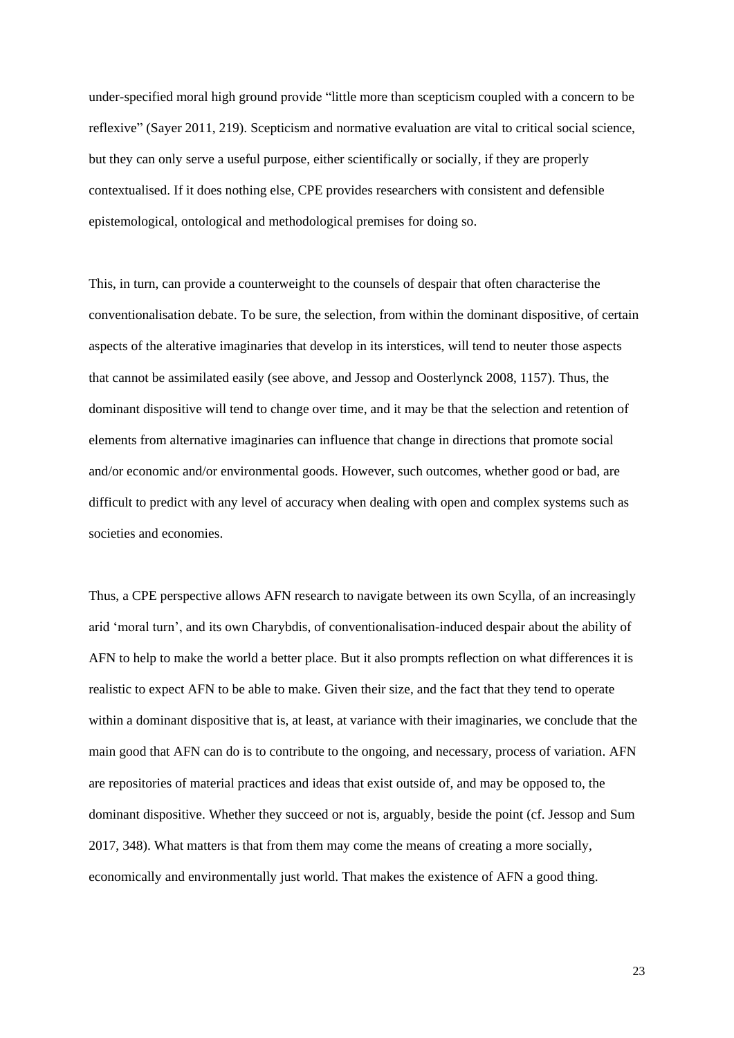under-specified moral high ground provide “little more than scepticism coupled with a concern to be reflexive” (Sayer 2011, 219). Scepticism and normative evaluation are vital to critical social science, but they can only serve a useful purpose, either scientifically or socially, if they are properly contextualised. If it does nothing else, CPE provides researchers with consistent and defensible epistemological, ontological and methodological premises for doing so.

This, in turn, can provide a counterweight to the counsels of despair that often characterise the conventionalisation debate. To be sure, the selection, from within the dominant dispositive, of certain aspects of the alterative imaginaries that develop in its interstices, will tend to neuter those aspects that cannot be assimilated easily (see above, and Jessop and Oosterlynck 2008, 1157). Thus, the dominant dispositive will tend to change over time, and it may be that the selection and retention of elements from alternative imaginaries can influence that change in directions that promote social and/or economic and/or environmental goods. However, such outcomes, whether good or bad, are difficult to predict with any level of accuracy when dealing with open and complex systems such as societies and economies.

Thus, a CPE perspective allows AFN research to navigate between its own Scylla, of an increasingly arid ‘moral turn’, and its own Charybdis, of conventionalisation-induced despair about the ability of AFN to help to make the world a better place. But it also prompts reflection on what differences it is realistic to expect AFN to be able to make. Given their size, and the fact that they tend to operate within a dominant dispositive that is, at least, at variance with their imaginaries, we conclude that the main good that AFN can do is to contribute to the ongoing, and necessary, process of variation. AFN are repositories of material practices and ideas that exist outside of, and may be opposed to, the dominant dispositive. Whether they succeed or not is, arguably, beside the point (cf. Jessop and Sum 2017, 348). What matters is that from them may come the means of creating a more socially, economically and environmentally just world. That makes the existence of AFN a good thing.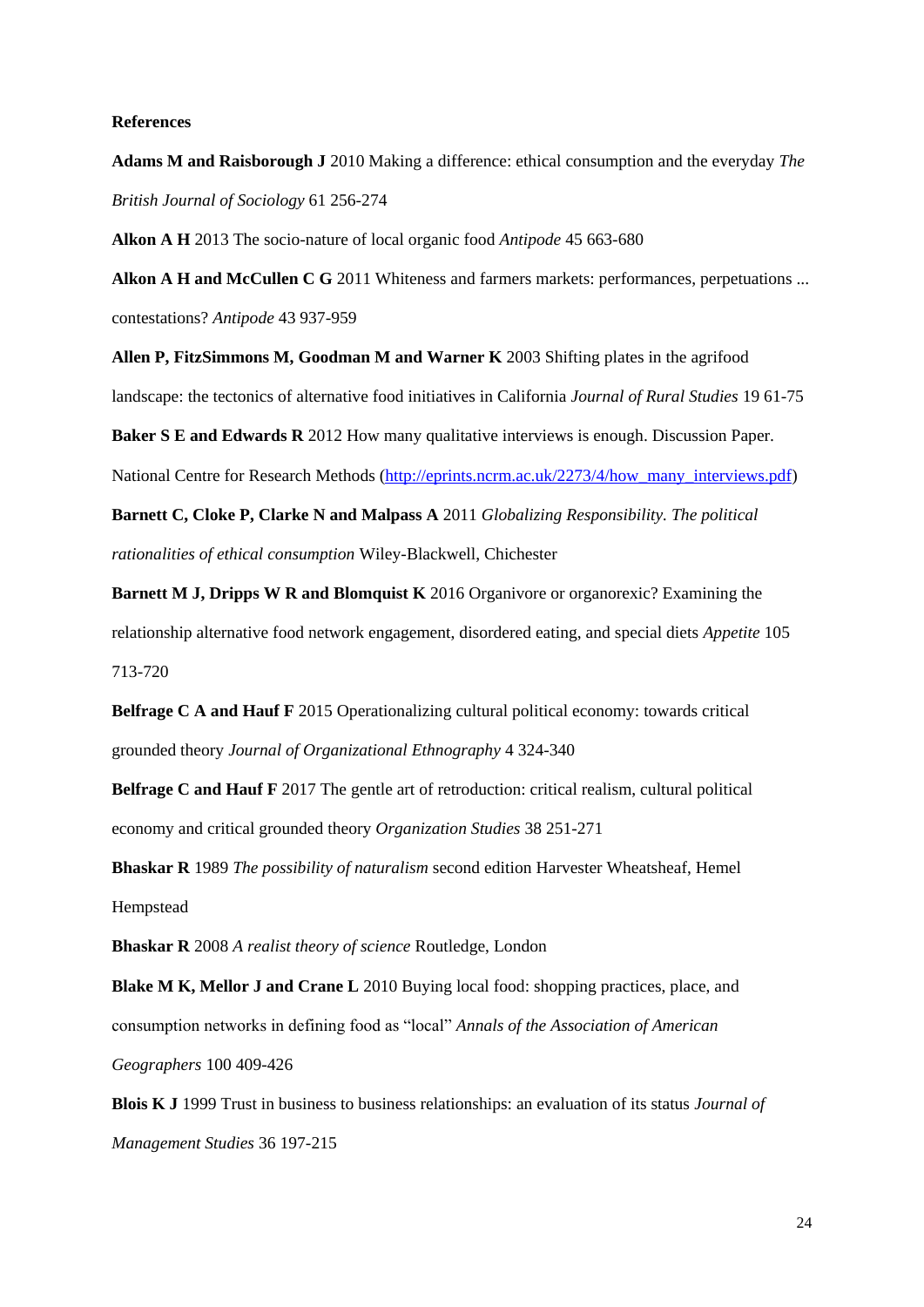**References**

**Adams M and Raisborough J** 2010 Making a difference: ethical consumption and the everyday *The British Journal of Sociology* 61 256-274

**Alkon A H** 2013 The socio-nature of local organic food *Antipode* 45 663-680

**Alkon A H and McCullen C G** 2011 Whiteness and farmers markets: performances, perpetuations ... contestations? *Antipode* 43 937-959

**Allen P, FitzSimmons M, Goodman M and Warner K** 2003 Shifting plates in the agrifood landscape: the tectonics of alternative food initiatives in California *Journal of Rural Studies* 19 61-75

**Baker S E and Edwards R** 2012 How many qualitative interviews is enough. Discussion Paper. National Centre for Research Methods (http://eprints.ncrm.ac.uk/2273/4/how_many_interviews.pdf)

**Barnett C, Cloke P, Clarke N and Malpass A** 2011 *Globalizing Responsibility. The political rationalities of ethical consumption* Wiley-Blackwell, Chichester

**Barnett M J, Dripps W R and Blomquist K** 2016 Organivore or organorexic? Examining the relationship alternative food network engagement, disordered eating, and special diets *Appetite* 105 713-720

**Belfrage C A and Hauf F** 2015 Operationalizing cultural political economy: towards critical grounded theory *Journal of Organizational Ethnography* 4 324-340

**Belfrage C and Hauf F** 2017 The gentle art of retroduction: critical realism, cultural political economy and critical grounded theory *Organization Studies* 38 251-271

**Bhaskar R** 1989 *The possibility of naturalism* second edition Harvester Wheatsheaf, Hemel Hempstead

**Bhaskar R** 2008 *A realist theory of science* Routledge, London

**Blake M K, Mellor J and Crane L** 2010 Buying local food: shopping practices, place, and consumption networks in defining food as "local" *Annals of the Association of American Geographers* 100 409-426

**Blois K J** 1999 Trust in business to business relationships: an evaluation of its status *Journal of Management Studies* 36 197-215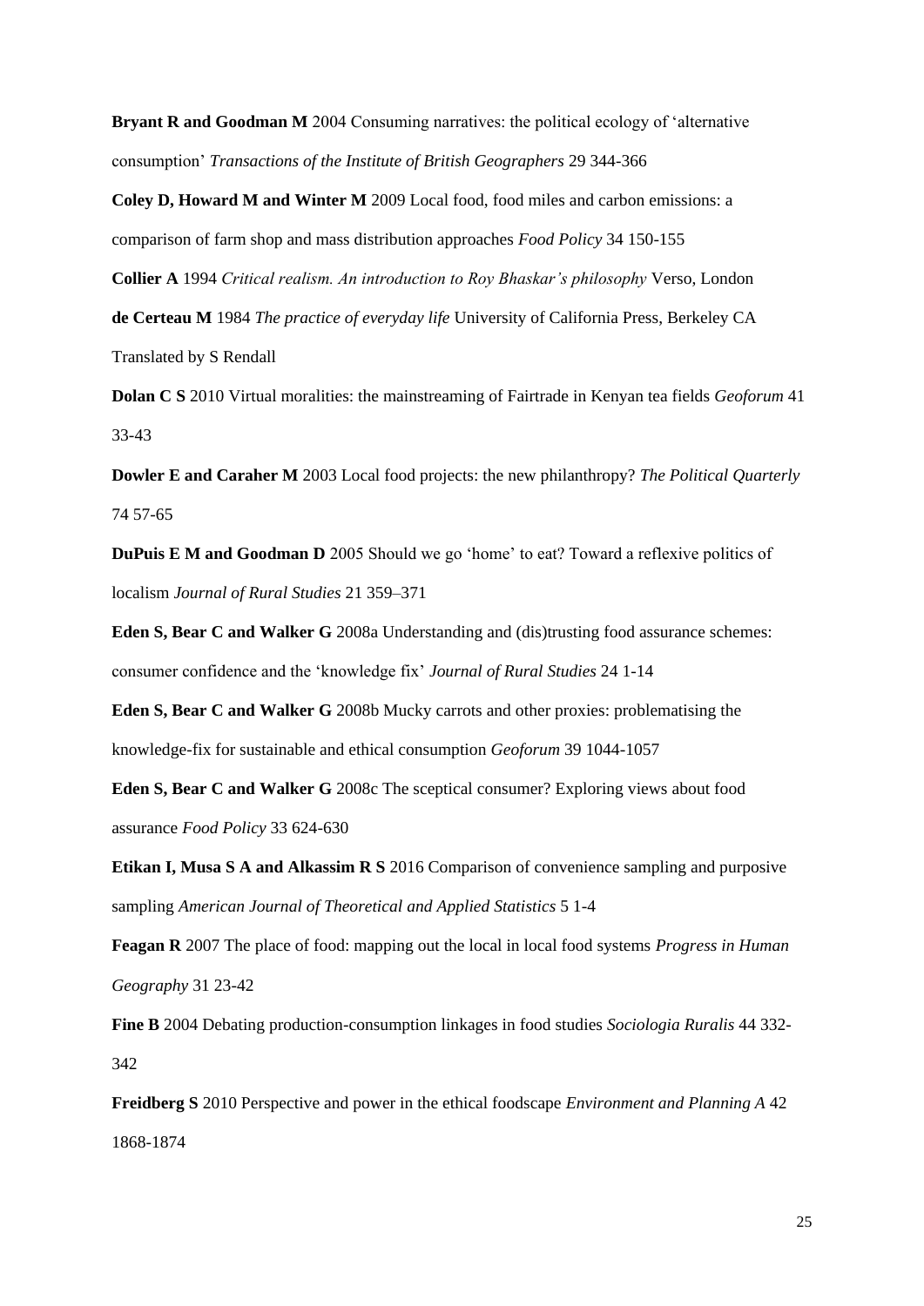**Bryant R and Goodman M** 2004 Consuming narratives: the political ecology of 'alternative consumption' *Transactions of the Institute of British Geographers* 29 344-366

**Coley D, Howard M and Winter M** 2009 Local food, food miles and carbon emissions: a comparison of farm shop and mass distribution approaches *Food Policy* 34 150-155

**Collier A** 1994 *Critical realism. An introduction to Roy Bhaskar's philosophy* Verso, London

**de Certeau M** 1984 *The practice of everyday life* University of California Press, Berkeley CA Translated by S Rendall

**Dolan C S** 2010 Virtual moralities: the mainstreaming of Fairtrade in Kenyan tea fields *Geoforum* 41 33-43

**Dowler E and Caraher M** 2003 Local food projects: the new philanthropy? *The Political Quarterly* 74 57-65

**DuPuis E M and Goodman D** 2005 Should we go 'home' to eat? Toward a reflexive politics of localism *Journal of Rural Studies* 21 359–371

**Eden S, Bear C and Walker G** 2008a Understanding and (dis)trusting food assurance schemes: consumer confidence and the 'knowledge fix' *Journal of Rural Studies* 24 1-14

**Eden S, Bear C and Walker G** 2008b Mucky carrots and other proxies: problematising the knowledge-fix for sustainable and ethical consumption *Geoforum* 39 1044-1057

**Eden S, Bear C and Walker G** 2008c The sceptical consumer? Exploring views about food assurance *Food Policy* 33 624-630

**Etikan I, Musa S A and Alkassim R S** 2016 Comparison of convenience sampling and purposive sampling *American Journal of Theoretical and Applied Statistics* 5 1-4

**Feagan R** 2007 The place of food: mapping out the local in local food systems *Progress in Human Geography* 31 23-42

**Fine B** 2004 Debating production-consumption linkages in food studies *Sociologia Ruralis* 44 332-342

**Freidberg S** 2010 Perspective and power in the ethical foodscape *Environment and Planning A* 42 1868-1874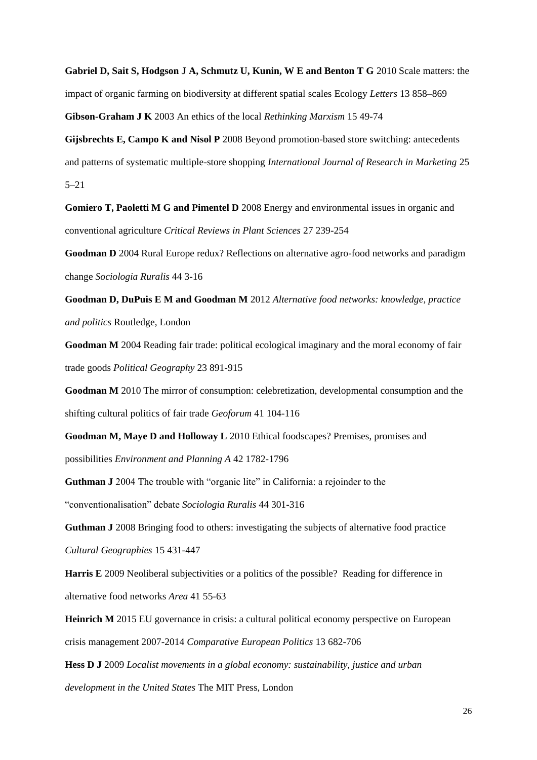**Gabriel D, Sait S, Hodgson J A, Schmutz U, Kunin, W E and Benton T G** 2010 Scale matters: the impact of organic farming on biodiversity at different spatial scales Ecology *Letters* 13 858–869

**Gibson-Graham J K** 2003 An ethics of the local *Rethinking Marxism* 15 49-74

**Gijsbrechts E, Campo K and Nisol P** 2008 Beyond promotion-based store switching: antecedents and patterns of systematic multiple-store shopping *International Journal of Research in Marketing* 25 5–21

**Gomiero T, Paoletti M G and Pimentel D** 2008 Energy and environmental issues in organic and conventional agriculture *Critical Reviews in Plant Sciences* 27 239-254

**Goodman D** 2004 Rural Europe redux? Reflections on alternative agro-food networks and paradigm change *Sociologia Ruralis* 44 3-16

**Goodman D, DuPuis E M and Goodman M** 2012 *Alternative food networks: knowledge, practice and politics* Routledge, London

**Goodman M** 2004 Reading fair trade: political ecological imaginary and the moral economy of fair trade goods *Political Geography* 23 891-915

**Goodman M** 2010 The mirror of consumption: celebretization, developmental consumption and the shifting cultural politics of fair trade *Geoforum* 41 104-116

**Goodman M, Maye D and Holloway L** 2010 Ethical foodscapes? Premises, promises and possibilities *Environment and Planning A* 42 1782-1796

**Guthman J** 2004 The trouble with "organic lite" in California: a rejoinder to the "conventionalisation" debate *Sociologia Ruralis* 44 301-316

**Guthman J** 2008 Bringing food to others: investigating the subjects of alternative food practice *Cultural Geographies* 15 431-447

**Harris E** 2009 Neoliberal subjectivities or a politics of the possible? Reading for difference in alternative food networks *Area* 41 55-63

**Heinrich M** 2015 EU governance in crisis: a cultural political economy perspective on European crisis management 2007-2014 *Comparative European Politics* 13 682-706

**Hess D J** 2009 *Localist movements in a global economy: sustainability, justice and urban development in the United States* The MIT Press, London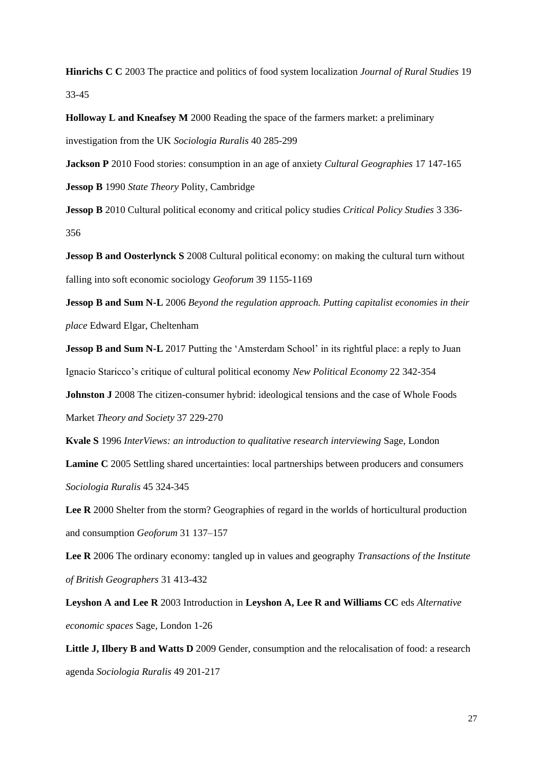**Hinrichs C C** 2003 The practice and politics of food system localization *Journal of Rural Studies* 19 33-45

**Holloway L and Kneafsey M** 2000 Reading the space of the farmers market: a preliminary investigation from the UK *Sociologia Ruralis* 40 285-299

**Jackson P** 2010 Food stories: consumption in an age of anxiety *Cultural Geographies* 17 147-165

**Jessop B** 1990 *State Theory* Polity, Cambridge

**Jessop B** 2010 Cultural political economy and critical policy studies *Critical Policy Studies* 3 336-356

**Jessop B and Oosterlynck S** 2008 Cultural political economy: on making the cultural turn without falling into soft economic sociology *Geoforum* 39 1155-1169

**Jessop B and Sum N-L** 2006 *Beyond the regulation approach. Putting capitalist economies in their place* Edward Elgar, Cheltenham

**Jessop B and Sum N-L** 2017 Putting the 'Amsterdam School' in its rightful place: a reply to Juan Ignacio Staricco's critique of cultural political economy *New Political Economy* 22 342-354

**Johnston J** 2008 The citizen-consumer hybrid: ideological tensions and the case of Whole Foods Market *Theory and Society* 37 229-270

**Kvale S** 1996 *InterViews: an introduction to qualitative research interviewing* Sage, London

**Lamine C** 2005 Settling shared uncertainties: local partnerships between producers and consumers *Sociologia Ruralis* 45 324-345

**Lee R** 2000 Shelter from the storm? Geographies of regard in the worlds of horticultural production and consumption *Geoforum* 31 137–157

**Lee R** 2006 The ordinary economy: tangled up in values and geography *Transactions of the Institute of British Geographers* 31 413-432

**Leyshon A and Lee R** 2003 Introduction in **Leyshon A, Lee R and Williams CC** eds *Alternative economic spaces* Sage, London 1-26

**Little J, Ilbery B and Watts D** 2009 Gender, consumption and the relocalisation of food: a research agenda *Sociologia Ruralis* 49 201-217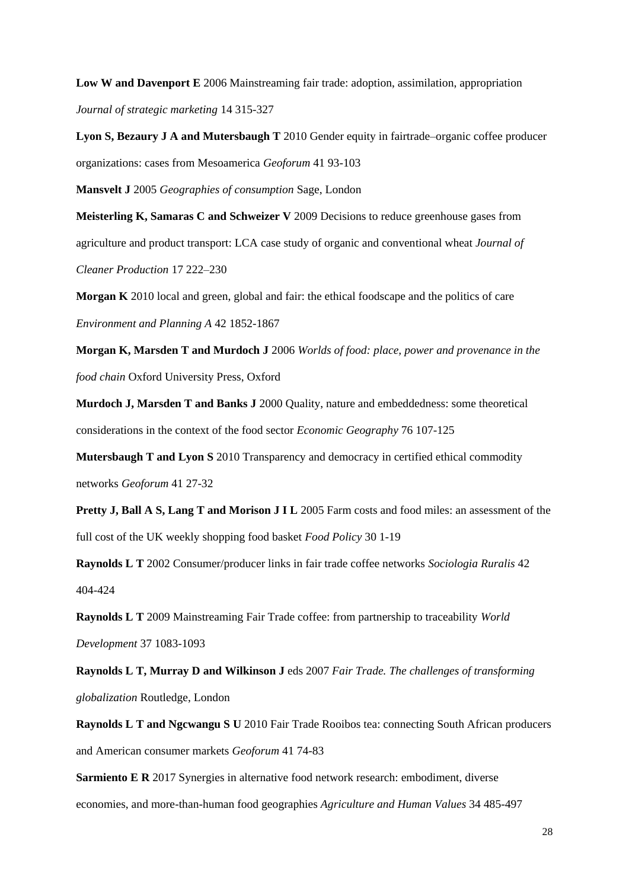**Low W and Davenport E** 2006 Mainstreaming fair trade: adoption, assimilation, appropriation *Journal of strategic marketing* 14 315-327

**Lyon S, Bezaury J A and Mutersbaugh T** 2010 Gender equity in fairtrade–organic coffee producer organizations: cases from Mesoamerica *Geoforum* 41 93-103

**Mansvelt J** 2005 *Geographies of consumption* Sage, London

**Meisterling K, Samaras C and Schweizer V** 2009 Decisions to reduce greenhouse gases from agriculture and product transport: LCA case study of organic and conventional wheat *Journal of Cleaner Production* 17 222–230

**Morgan K** 2010 local and green, global and fair: the ethical foodscape and the politics of care *Environment and Planning A* 42 1852-1867

**Morgan K, Marsden T and Murdoch J** 2006 *Worlds of food: place, power and provenance in the food chain* Oxford University Press, Oxford

**Murdoch J, Marsden T and Banks J** 2000 Quality, nature and embeddedness: some theoretical considerations in the context of the food sector *Economic Geography* 76 107-125

**Mutersbaugh T and Lyon S** 2010 Transparency and democracy in certified ethical commodity networks *Geoforum* 41 27-32

**Pretty J, Ball A S, Lang T and Morison J I L** 2005 Farm costs and food miles: an assessment of the full cost of the UK weekly shopping food basket *Food Policy* 30 1-19

**Raynolds L T** 2002 Consumer/producer links in fair trade coffee networks *Sociologia Ruralis* 42 404-424

**Raynolds L T** 2009 Mainstreaming Fair Trade coffee: from partnership to traceability *World Development* 37 1083-1093

**Raynolds L T, Murray D and Wilkinson J** eds 2007 *Fair Trade. The challenges of transforming globalization* Routledge, London

**Raynolds L T and Ngcwangu S U** 2010 Fair Trade Rooibos tea: connecting South African producers and American consumer markets *Geoforum* 41 74-83

**Sarmiento E R** 2017 Synergies in alternative food network research: embodiment, diverse economies, and more-than-human food geographies *Agriculture and Human Values* 34 485-497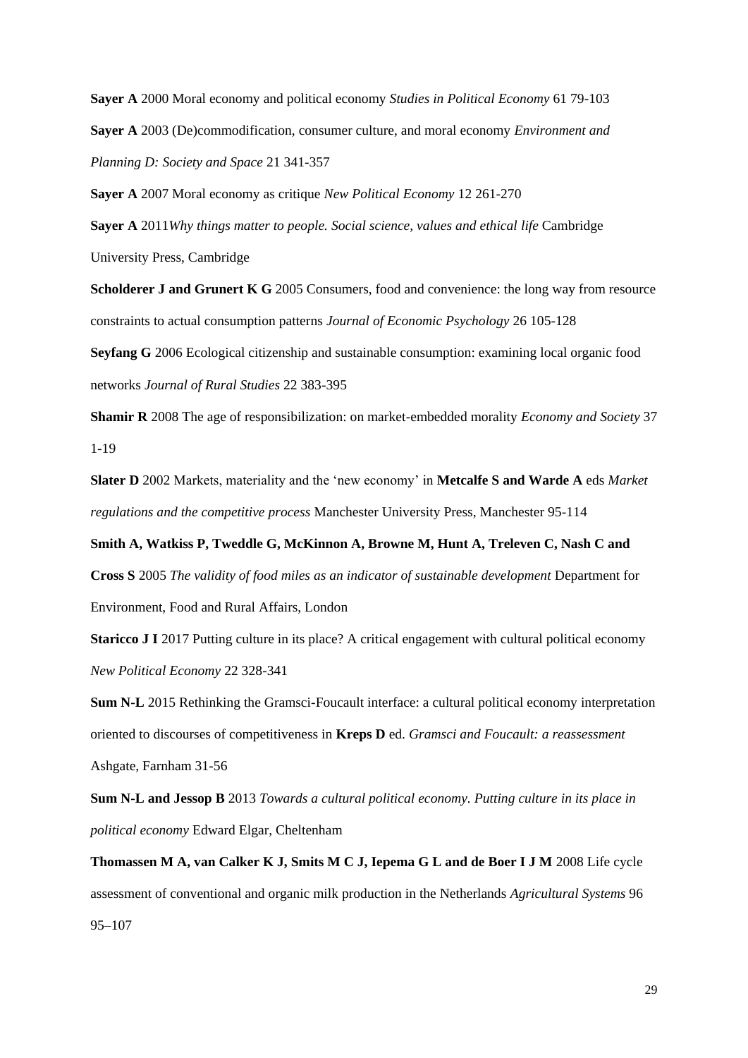**Sayer A** 2000 Moral economy and political economy *Studies in Political Economy* 61 79-103

**Sayer A** 2003 (De)commodification, consumer culture, and moral economy *Environment and Planning D: Society and Space* 21 341-357

**Sayer A** 2007 Moral economy as critique *New Political Economy* 12 261-270

**Sayer A** 2011*Why things matter to people. Social science, values and ethical life* Cambridge University Press, Cambridge

**Scholderer J and Grunert K G** 2005 Consumers, food and convenience: the long way from resource constraints to actual consumption patterns *Journal of Economic Psychology* 26 105-128

**Seyfang G** 2006 Ecological citizenship and sustainable consumption: examining local organic food networks *Journal of Rural Studies* 22 383-395

**Shamir R** 2008 The age of responsibilization: on market-embedded morality *Economy and Society* 37 1-19

**Slater D** 2002 Markets, materiality and the 'new economy' in **Metcalfe S and Warde A** eds *Market regulations and the competitive process* Manchester University Press, Manchester 95-114

**Smith A, Watkiss P, Tweddle G, McKinnon A, Browne M, Hunt A, Treleven C, Nash C and Cross S** 2005 *The validity of food miles as an indicator of sustainable development* Department for Environment, Food and Rural Affairs, London

**Staricco J I** 2017 Putting culture in its place? A critical engagement with cultural political economy *New Political Economy* 22 328-341

**Sum N-L** 2015 Rethinking the Gramsci-Foucault interface: a cultural political economy interpretation oriented to discourses of competitiveness in **Kreps D** ed. *Gramsci and Foucault: a reassessment* Ashgate, Farnham 31-56

**Sum N-L and Jessop B** 2013 *Towards a cultural political economy. Putting culture in its place in political economy* Edward Elgar, Cheltenham

**Thomassen M A, van Calker K J, Smits M C J, Iepema G L and de Boer I J M** 2008 Life cycle assessment of conventional and organic milk production in the Netherlands *Agricultural Systems* 96 95–107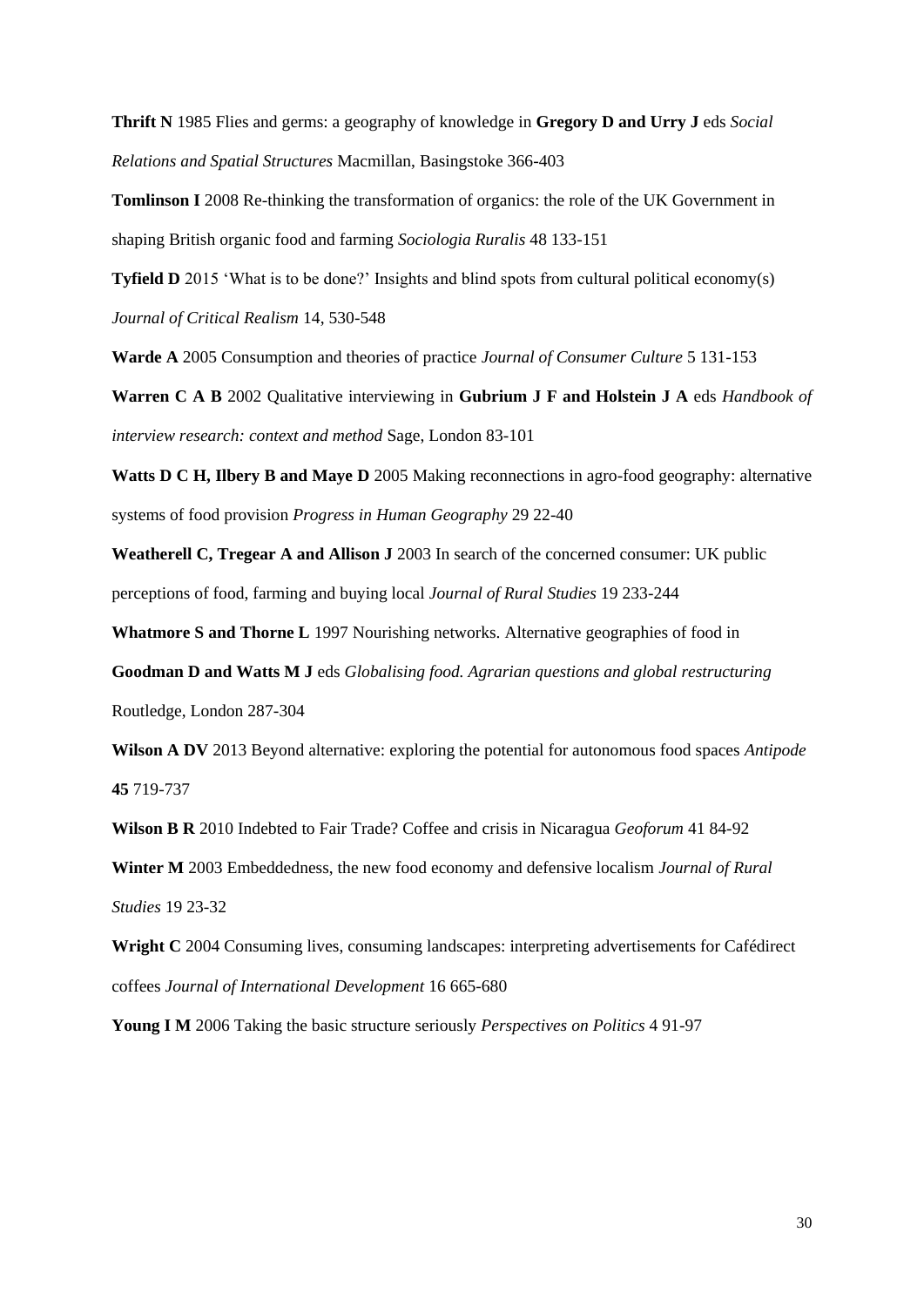**Thrift N** 1985 Flies and germs: a geography of knowledge in **Gregory D and Urry J** eds *Social Relations and Spatial Structures* Macmillan, Basingstoke 366-403

**Tomlinson I** 2008 Re-thinking the transformation of organics: the role of the UK Government in shaping British organic food and farming *Sociologia Ruralis* 48 133-151

**Tyfield D** 2015 'What is to be done?' Insights and blind spots from cultural political economy(s) *Journal of Critical Realism* 14, 530-548

**Warde A** 2005 Consumption and theories of practice *Journal of Consumer Culture* 5 131-153

**Warren C A B** 2002 Qualitative interviewing in **Gubrium J F and Holstein J A** eds *Handbook of interview research: context and method* Sage, London 83-101

**Watts D C H, Ilbery B and Maye D** 2005 Making reconnections in agro-food geography: alternative systems of food provision *Progress in Human Geography* 29 22-40

**Weatherell C, Tregear A and Allison J** 2003 In search of the concerned consumer: UK public perceptions of food, farming and buying local *Journal of Rural Studies* 19 233-244

**Whatmore S and Thorne L** 1997 Nourishing networks. Alternative geographies of food in **Goodman D and Watts M J** eds *Globalising food. Agrarian questions and global restructuring* Routledge, London 287-304

**Wilson A DV** 2013 Beyond alternative: exploring the potential for autonomous food spaces *Antipode* **45** 719-737

**Wilson B R** 2010 Indebted to Fair Trade? Coffee and crisis in Nicaragua *Geoforum* 41 84-92

**Winter M** 2003 Embeddedness, the new food economy and defensive localism *Journal of Rural Studies* 19 23-32

**Wright C** 2004 Consuming lives, consuming landscapes: interpreting advertisements for Cafédirect coffees *Journal of International Development* 16 665-680

**Young I M** 2006 Taking the basic structure seriously *Perspectives on Politics* 4 91-97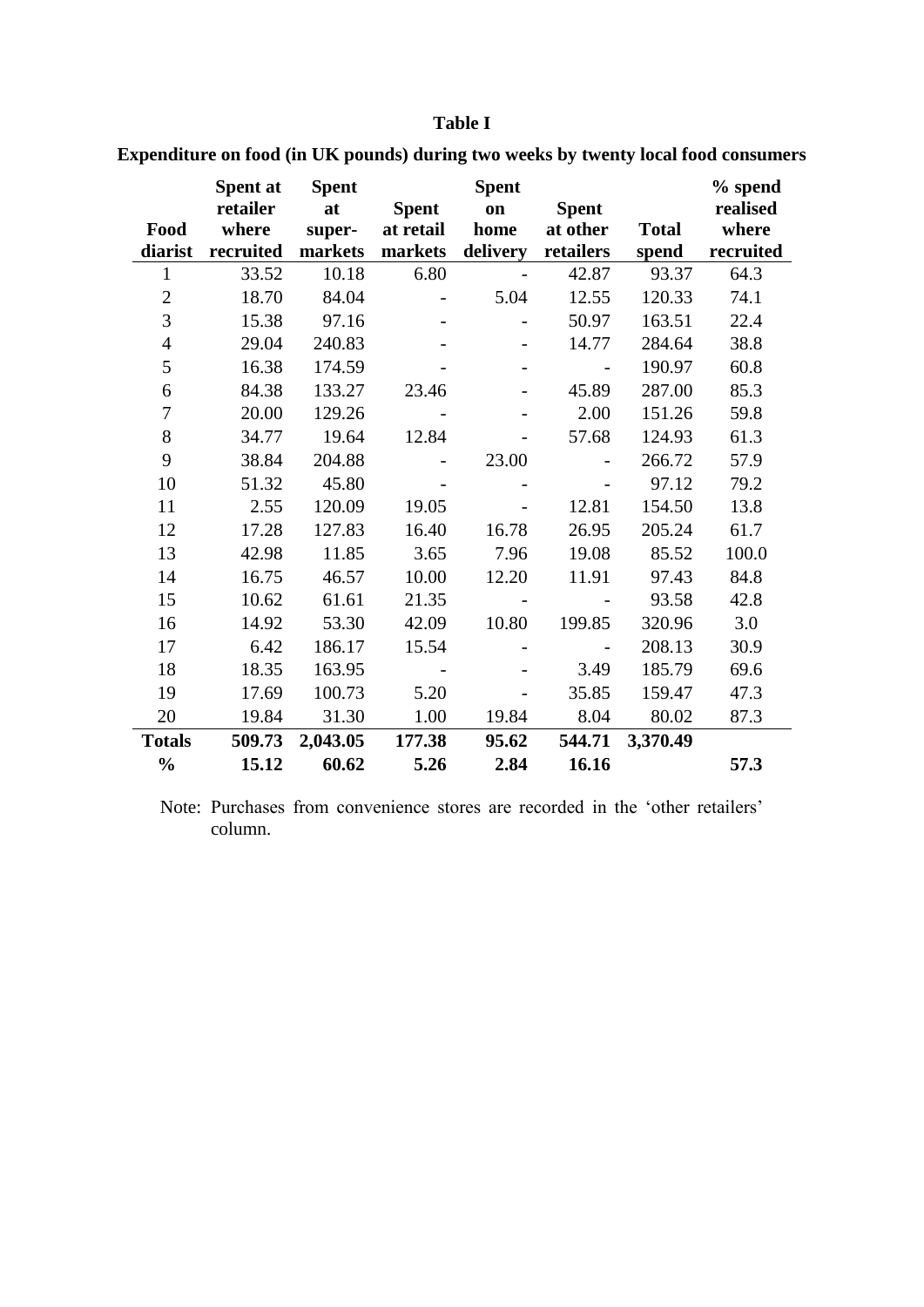**Table I**

**Expenditure on food (in UK pounds) during two weeks by twenty local food consumers**

| Food diarist | Spent at retailer where recruited | Spent at super-markets | Spent at retail markets | Spent on home delivery | Spent at other retailers | Total spend | % spend realised where recruited |
|---|---|---|---|---|---|---|---|
| 1 | 33.52 | 10.18 | 6.80 | - | 42.87 | 93.37 | 64.3 |
| 2 | 18.70 | 84.04 | - | 5.04 | 12.55 | 120.33 | 74.1 |
| 3 | 15.38 | 97.16 | - | - | 50.97 | 163.51 | 22.4 |
| 4 | 29.04 | 240.83 | - | - | 14.77 | 284.64 | 38.8 |
| 5 | 16.38 | 174.59 | - | - | - | 190.97 | 60.8 |
| 6 | 84.38 | 133.27 | 23.46 | - | 45.89 | 287.00 | 85.3 |
| 7 | 20.00 | 129.26 | - | - | 2.00 | 151.26 | 59.8 |
| 8 | 34.77 | 19.64 | 12.84 | - | 57.68 | 124.93 | 61.3 |
| 9 | 38.84 | 204.88 | - | 23.00 | - | 266.72 | 57.9 |
| 10 | 51.32 | 45.80 | - | - | - | 97.12 | 79.2 |
| 11 | 2.55 | 120.09 | 19.05 | - | 12.81 | 154.50 | 13.8 |
| 12 | 17.28 | 127.83 | 16.40 | 16.78 | 26.95 | 205.24 | 61.7 |
| 13 | 42.98 | 11.85 | 3.65 | 7.96 | 19.08 | 85.52 | 100.0 |
| 14 | 16.75 | 46.57 | 10.00 | 12.20 | 11.91 | 97.43 | 84.8 |
| 15 | 10.62 | 61.61 | 21.35 | - | - | 93.58 | 42.8 |
| 16 | 14.92 | 53.30 | 42.09 | 10.80 | 199.85 | 320.96 | 3.0 |
| 17 | 6.42 | 186.17 | 15.54 | - | - | 208.13 | 30.9 |
| 18 | 18.35 | 163.95 | - | - | 3.49 | 185.79 | 69.6 |
| 19 | 17.69 | 100.73 | 5.20 | - | 35.85 | 159.47 | 47.3 |
| 20 | 19.84 | 31.30 | 1.00 | 19.84 | 8.04 | 80.02 | 87.3 |
| **Totals** | **509.73** | **2,043.05** | **177.38** | **95.62** | **544.71** | **3,370.49** | |
| **%** | **15.12** | **60.62** | **5.26** | **2.84** | **16.16** | | **57.3** |

Note: Purchases from convenience stores are recorded in the 'other retailers' column.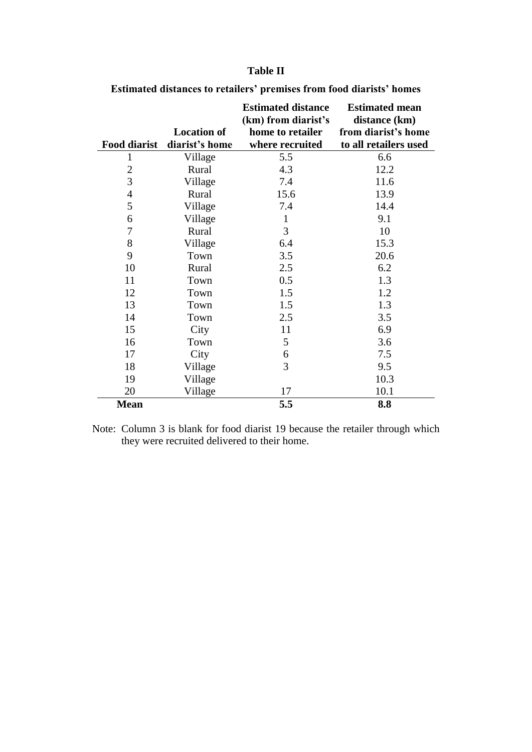**Table II**

**Estimated distances to retailers' premises from food diarists' homes**

| Food diarist | Location of diarist's home | Estimated distance (km) from diarist's home to retailer where recruited | Estimated mean distance (km) from diarist's home to all retailers used |
|---|---|---|---|
| 1 | Village | 5.5 | 6.6 |
| 2 | Rural | 4.3 | 12.2 |
| 3 | Village | 7.4 | 11.6 |
| 4 | Rural | 15.6 | 13.9 |
| 5 | Village | 7.4 | 14.4 |
| 6 | Village | 1 | 9.1 |
| 7 | Rural | 3 | 10 |
| 8 | Village | 6.4 | 15.3 |
| 9 | Town | 3.5 | 20.6 |
| 10 | Rural | 2.5 | 6.2 |
| 11 | Town | 0.5 | 1.3 |
| 12 | Town | 1.5 | 1.2 |
| 13 | Town | 1.5 | 1.3 |
| 14 | Town | 2.5 | 3.5 |
| 15 | City | 11 | 6.9 |
| 16 | Town | 5 | 3.6 |
| 17 | City | 6 | 7.5 |
| 18 | Village | 3 | 9.5 |
| 19 | Village | | 10.3 |
| 20 | Village | 17 | 10.1 |
| **Mean** | | **5.5** | **8.8** |

Note: Column 3 is blank for food diarist 19 because the retailer through which they were recruited delivered to their home.